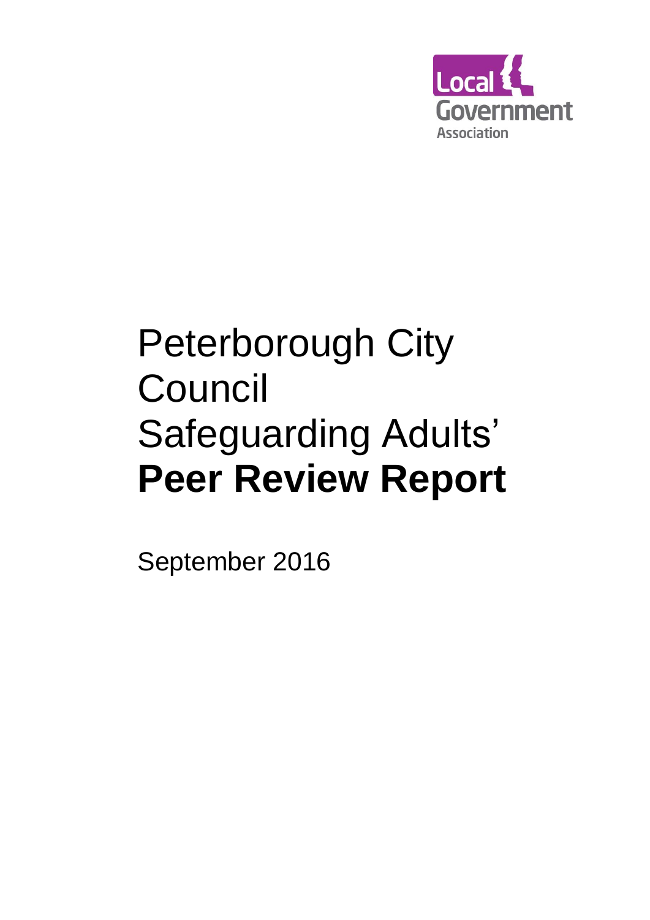Local Government Association

# Peterborough City Council Safeguarding Adults' **Peer Review Report**

September 2016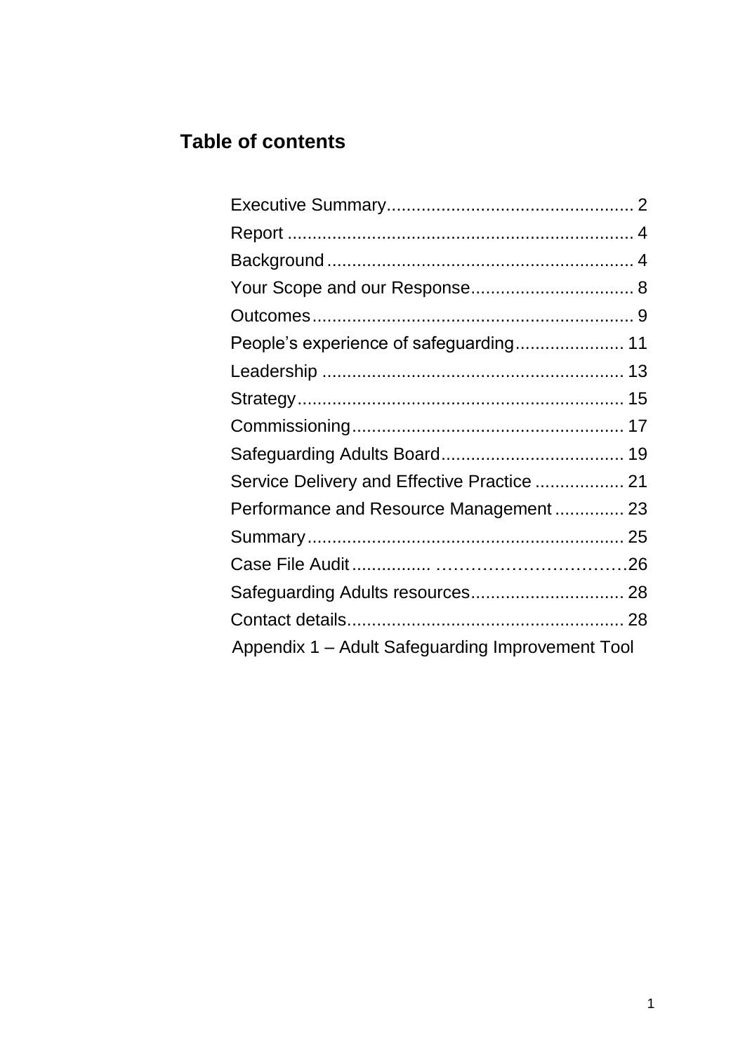## Table of contents

Executive Summary.................................................. 2
Report ...................................................................... 4
Background .............................................................. 4
Your Scope and our Response................................. 8
Outcomes................................................................. 9
People's experience of safeguarding...................... 11
Leadership ............................................................. 13
Strategy.................................................................. 15
Commissioning....................................................... 17
Safeguarding Adults Board..................................... 19
Service Delivery and Effective Practice .................. 21
Performance and Resource Management .............. 23
Summary................................................................ 25
Case File Audit ................ ……………………………26
Safeguarding Adults resources............................... 28
Contact details........................................................ 28
Appendix 1 – Adult Safeguarding Improvement Tool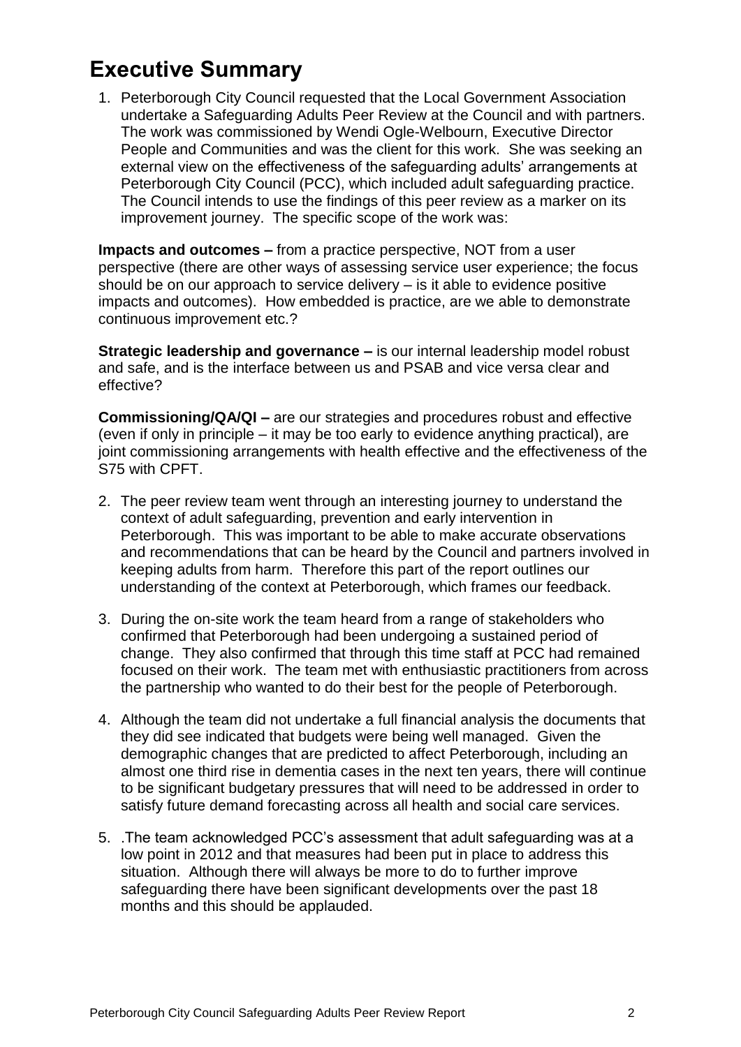# Executive Summary

1. Peterborough City Council requested that the Local Government Association undertake a Safeguarding Adults Peer Review at the Council and with partners. The work was commissioned by Wendi Ogle-Welbourn, Executive Director People and Communities and was the client for this work. She was seeking an external view on the effectiveness of the safeguarding adults' arrangements at Peterborough City Council (PCC), which included adult safeguarding practice. The Council intends to use the findings of this peer review as a marker on its improvement journey. The specific scope of the work was:

**Impacts and outcomes –** from a practice perspective, NOT from a user perspective (there are other ways of assessing service user experience; the focus should be on our approach to service delivery – is it able to evidence positive impacts and outcomes). How embedded is practice, are we able to demonstrate continuous improvement etc.?

**Strategic leadership and governance –** is our internal leadership model robust and safe, and is the interface between us and PSAB and vice versa clear and effective?

**Commissioning/QA/QI –** are our strategies and procedures robust and effective (even if only in principle – it may be too early to evidence anything practical), are joint commissioning arrangements with health effective and the effectiveness of the S75 with CPFT.

2. The peer review team went through an interesting journey to understand the context of adult safeguarding, prevention and early intervention in Peterborough. This was important to be able to make accurate observations and recommendations that can be heard by the Council and partners involved in keeping adults from harm. Therefore this part of the report outlines our understanding of the context at Peterborough, which frames our feedback.

3. During the on-site work the team heard from a range of stakeholders who confirmed that Peterborough had been undergoing a sustained period of change. They also confirmed that through this time staff at PCC had remained focused on their work. The team met with enthusiastic practitioners from across the partnership who wanted to do their best for the people of Peterborough.

4. Although the team did not undertake a full financial analysis the documents that they did see indicated that budgets were being well managed. Given the demographic changes that are predicted to affect Peterborough, including an almost one third rise in dementia cases in the next ten years, there will continue to be significant budgetary pressures that will need to be addressed in order to satisfy future demand forecasting across all health and social care services.

5. .The team acknowledged PCC's assessment that adult safeguarding was at a low point in 2012 and that measures had been put in place to address this situation. Although there will always be more to do to further improve safeguarding there have been significant developments over the past 18 months and this should be applauded.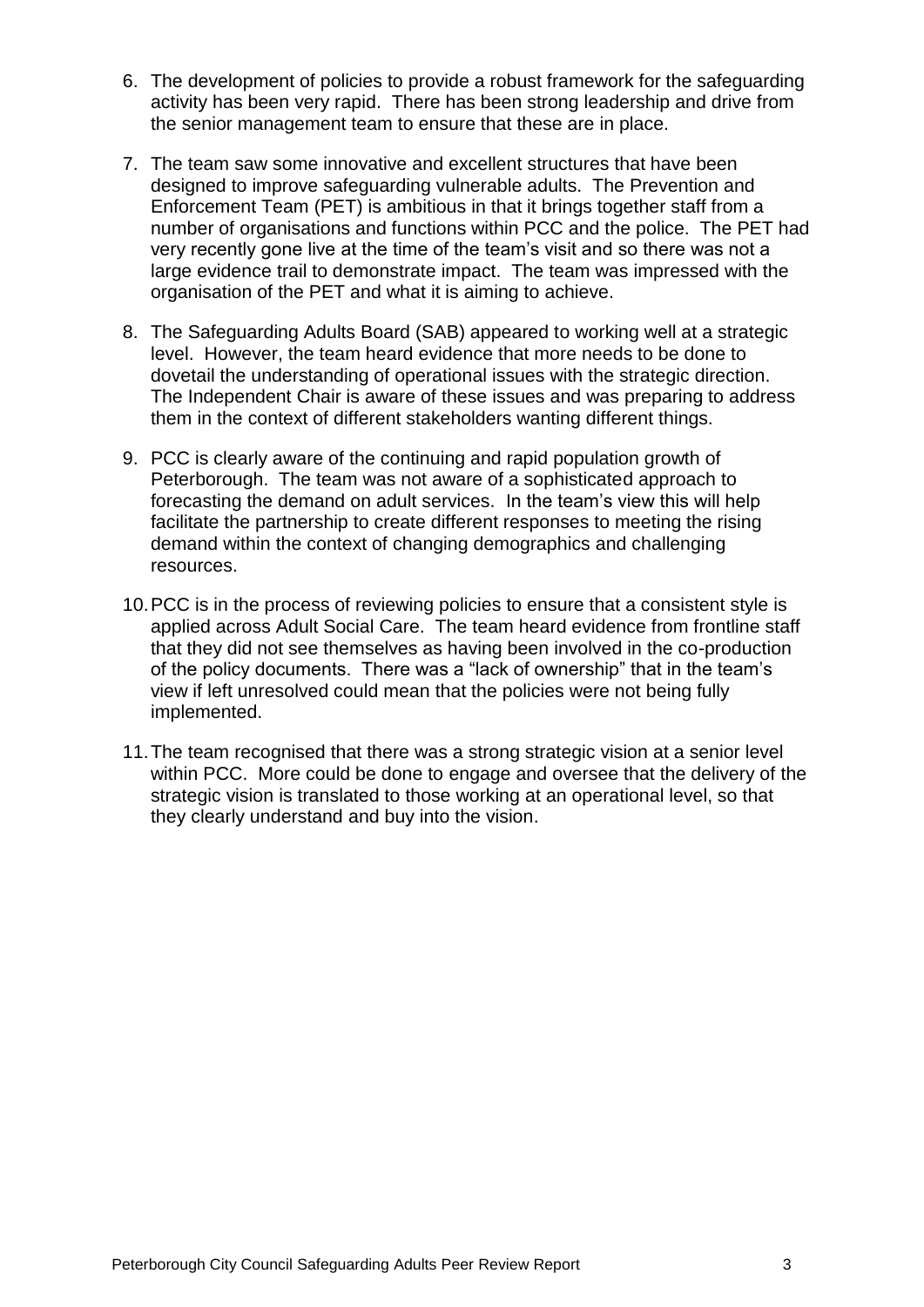6. The development of policies to provide a robust framework for the safeguarding activity has been very rapid. There has been strong leadership and drive from the senior management team to ensure that these are in place.

7. The team saw some innovative and excellent structures that have been designed to improve safeguarding vulnerable adults. The Prevention and Enforcement Team (PET) is ambitious in that it brings together staff from a number of organisations and functions within PCC and the police. The PET had very recently gone live at the time of the team's visit and so there was not a large evidence trail to demonstrate impact. The team was impressed with the organisation of the PET and what it is aiming to achieve.

8. The Safeguarding Adults Board (SAB) appeared to working well at a strategic level. However, the team heard evidence that more needs to be done to dovetail the understanding of operational issues with the strategic direction. The Independent Chair is aware of these issues and was preparing to address them in the context of different stakeholders wanting different things.

9. PCC is clearly aware of the continuing and rapid population growth of Peterborough. The team was not aware of a sophisticated approach to forecasting the demand on adult services. In the team's view this will help facilitate the partnership to create different responses to meeting the rising demand within the context of changing demographics and challenging resources.

10. PCC is in the process of reviewing policies to ensure that a consistent style is applied across Adult Social Care. The team heard evidence from frontline staff that they did not see themselves as having been involved in the co-production of the policy documents. There was a "lack of ownership" that in the team's view if left unresolved could mean that the policies were not being fully implemented.

11. The team recognised that there was a strong strategic vision at a senior level within PCC. More could be done to engage and oversee that the delivery of the strategic vision is translated to those working at an operational level, so that they clearly understand and buy into the vision.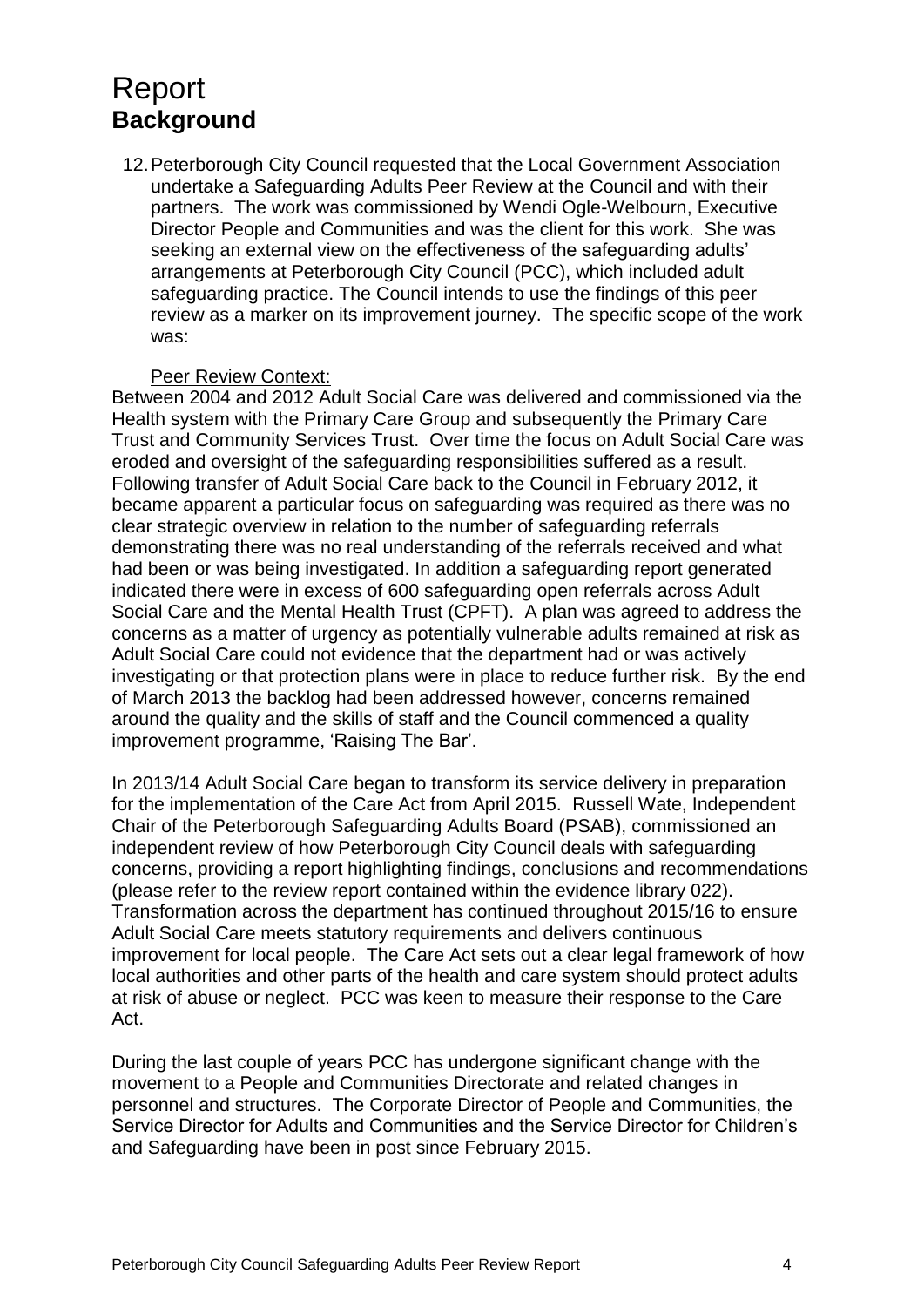# Report

## Background

12. Peterborough City Council requested that the Local Government Association undertake a Safeguarding Adults Peer Review at the Council and with their partners. The work was commissioned by Wendi Ogle-Welbourn, Executive Director People and Communities and was the client for this work. She was seeking an external view on the effectiveness of the safeguarding adults' arrangements at Peterborough City Council (PCC), which included adult safeguarding practice. The Council intends to use the findings of this peer review as a marker on its improvement journey. The specific scope of the work was:

Peer Review Context:

Between 2004 and 2012 Adult Social Care was delivered and commissioned via the Health system with the Primary Care Group and subsequently the Primary Care Trust and Community Services Trust. Over time the focus on Adult Social Care was eroded and oversight of the safeguarding responsibilities suffered as a result. Following transfer of Adult Social Care back to the Council in February 2012, it became apparent a particular focus on safeguarding was required as there was no clear strategic overview in relation to the number of safeguarding referrals demonstrating there was no real understanding of the referrals received and what had been or was being investigated. In addition a safeguarding report generated indicated there were in excess of 600 safeguarding open referrals across Adult Social Care and the Mental Health Trust (CPFT). A plan was agreed to address the concerns as a matter of urgency as potentially vulnerable adults remained at risk as Adult Social Care could not evidence that the department had or was actively investigating or that protection plans were in place to reduce further risk. By the end of March 2013 the backlog had been addressed however, concerns remained around the quality and the skills of staff and the Council commenced a quality improvement programme, 'Raising The Bar'.

In 2013/14 Adult Social Care began to transform its service delivery in preparation for the implementation of the Care Act from April 2015. Russell Wate, Independent Chair of the Peterborough Safeguarding Adults Board (PSAB), commissioned an independent review of how Peterborough City Council deals with safeguarding concerns, providing a report highlighting findings, conclusions and recommendations (please refer to the review report contained within the evidence library 022). Transformation across the department has continued throughout 2015/16 to ensure Adult Social Care meets statutory requirements and delivers continuous improvement for local people. The Care Act sets out a clear legal framework of how local authorities and other parts of the health and care system should protect adults at risk of abuse or neglect. PCC was keen to measure their response to the Care Act.

During the last couple of years PCC has undergone significant change with the movement to a People and Communities Directorate and related changes in personnel and structures. The Corporate Director of People and Communities, the Service Director for Adults and Communities and the Service Director for Children's and Safeguarding have been in post since February 2015.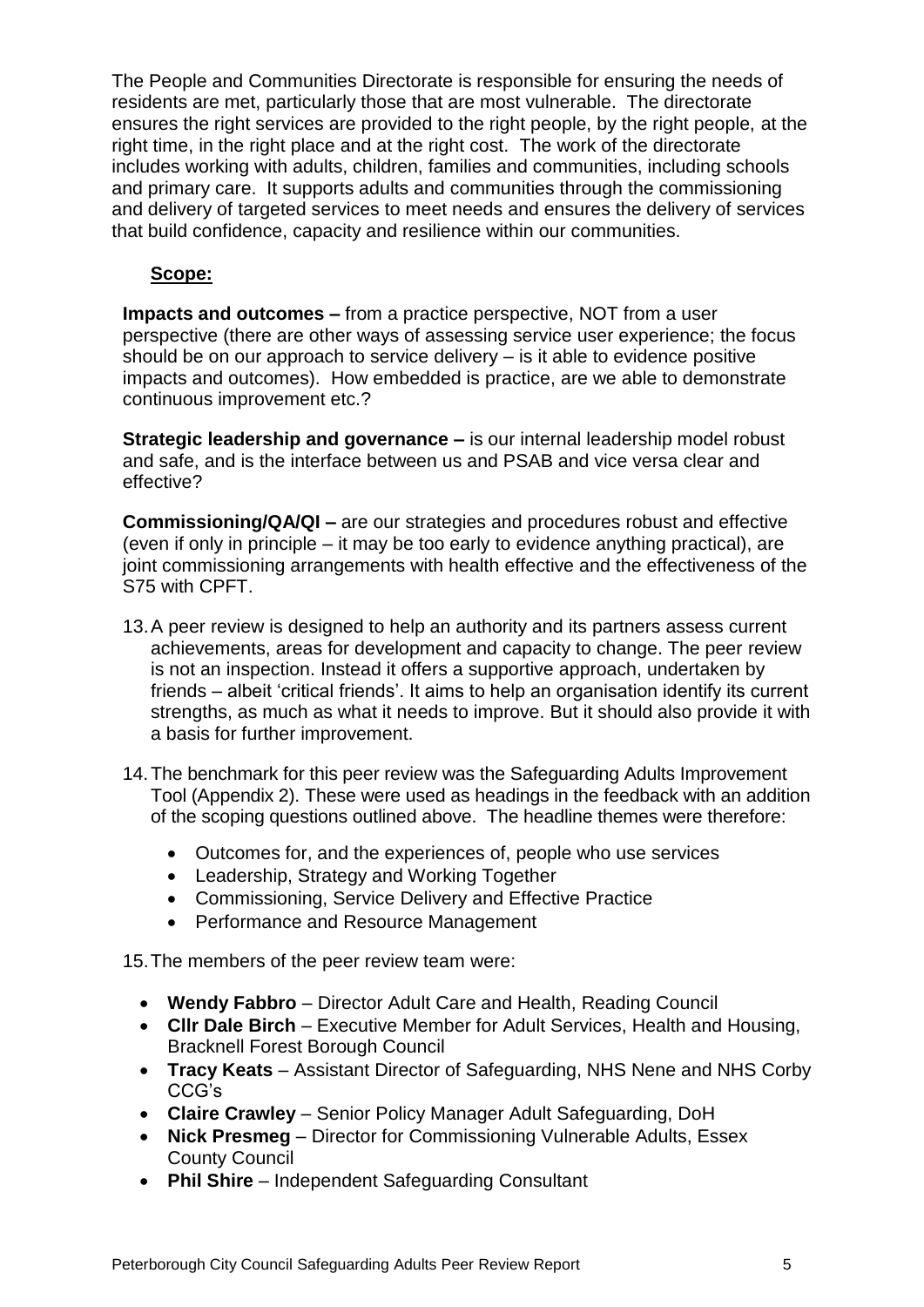The People and Communities Directorate is responsible for ensuring the needs of residents are met, particularly those that are most vulnerable. The directorate ensures the right services are provided to the right people, by the right people, at the right time, in the right place and at the right cost. The work of the directorate includes working with adults, children, families and communities, including schools and primary care. It supports adults and communities through the commissioning and delivery of targeted services to meet needs and ensures the delivery of services that build confidence, capacity and resilience within our communities.

**Scope:**

**Impacts and outcomes –** from a practice perspective, NOT from a user perspective (there are other ways of assessing service user experience; the focus should be on our approach to service delivery – is it able to evidence positive impacts and outcomes). How embedded is practice, are we able to demonstrate continuous improvement etc.?

**Strategic leadership and governance –** is our internal leadership model robust and safe, and is the interface between us and PSAB and vice versa clear and effective?

**Commissioning/QA/QI –** are our strategies and procedures robust and effective (even if only in principle – it may be too early to evidence anything practical), are joint commissioning arrangements with health effective and the effectiveness of the S75 with CPFT.

13. A peer review is designed to help an authority and its partners assess current achievements, areas for development and capacity to change. The peer review is not an inspection. Instead it offers a supportive approach, undertaken by friends – albeit 'critical friends'. It aims to help an organisation identify its current strengths, as much as what it needs to improve. But it should also provide it with a basis for further improvement.

14. The benchmark for this peer review was the Safeguarding Adults Improvement Tool (Appendix 2). These were used as headings in the feedback with an addition of the scoping questions outlined above. The headline themes were therefore:

    - Outcomes for, and the experiences of, people who use services
    - Leadership, Strategy and Working Together
    - Commissioning, Service Delivery and Effective Practice
    - Performance and Resource Management

15. The members of the peer review team were:

    - **Wendy Fabbro** – Director Adult Care and Health, Reading Council
    - **Cllr Dale Birch** – Executive Member for Adult Services, Health and Housing, Bracknell Forest Borough Council
    - **Tracy Keats** – Assistant Director of Safeguarding, NHS Nene and NHS Corby CCG's
    - **Claire Crawley** – Senior Policy Manager Adult Safeguarding, DoH
    - **Nick Presmeg** – Director for Commissioning Vulnerable Adults, Essex County Council
    - **Phil Shire** – Independent Safeguarding Consultant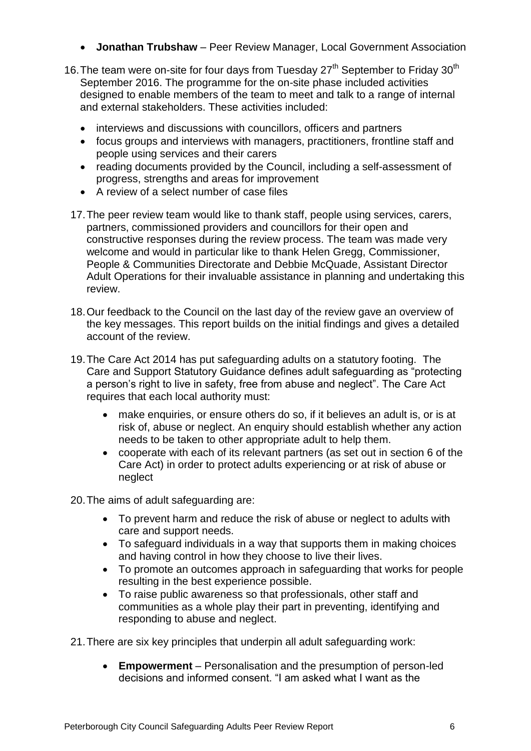- **Jonathan Trubshaw** – Peer Review Manager, Local Government Association

16. The team were on-site for four days from Tuesday 27th September to Friday 30th September 2016. The programme for the on-site phase included activities designed to enable members of the team to meet and talk to a range of internal and external stakeholders. These activities included:

    - interviews and discussions with councillors, officers and partners
    - focus groups and interviews with managers, practitioners, frontline staff and people using services and their carers
    - reading documents provided by the Council, including a self-assessment of progress, strengths and areas for improvement
    - A review of a select number of case files

17. The peer review team would like to thank staff, people using services, carers, partners, commissioned providers and councillors for their open and constructive responses during the review process. The team was made very welcome and would in particular like to thank Helen Gregg, Commissioner, People & Communities Directorate and Debbie McQuade, Assistant Director Adult Operations for their invaluable assistance in planning and undertaking this review.

18. Our feedback to the Council on the last day of the review gave an overview of the key messages. This report builds on the initial findings and gives a detailed account of the review.

19. The Care Act 2014 has put safeguarding adults on a statutory footing. The Care and Support Statutory Guidance defines adult safeguarding as "protecting a person's right to live in safety, free from abuse and neglect". The Care Act requires that each local authority must:

    - make enquiries, or ensure others do so, if it believes an adult is, or is at risk of, abuse or neglect. An enquiry should establish whether any action needs to be taken to other appropriate adult to help them.
    - cooperate with each of its relevant partners (as set out in section 6 of the Care Act) in order to protect adults experiencing or at risk of abuse or neglect

20. The aims of adult safeguarding are:

    - To prevent harm and reduce the risk of abuse or neglect to adults with care and support needs.
    - To safeguard individuals in a way that supports them in making choices and having control in how they choose to live their lives.
    - To promote an outcomes approach in safeguarding that works for people resulting in the best experience possible.
    - To raise public awareness so that professionals, other staff and communities as a whole play their part in preventing, identifying and responding to abuse and neglect.

21. There are six key principles that underpin all adult safeguarding work:

    - **Empowerment** – Personalisation and the presumption of person-led decisions and informed consent. "I am asked what I want as the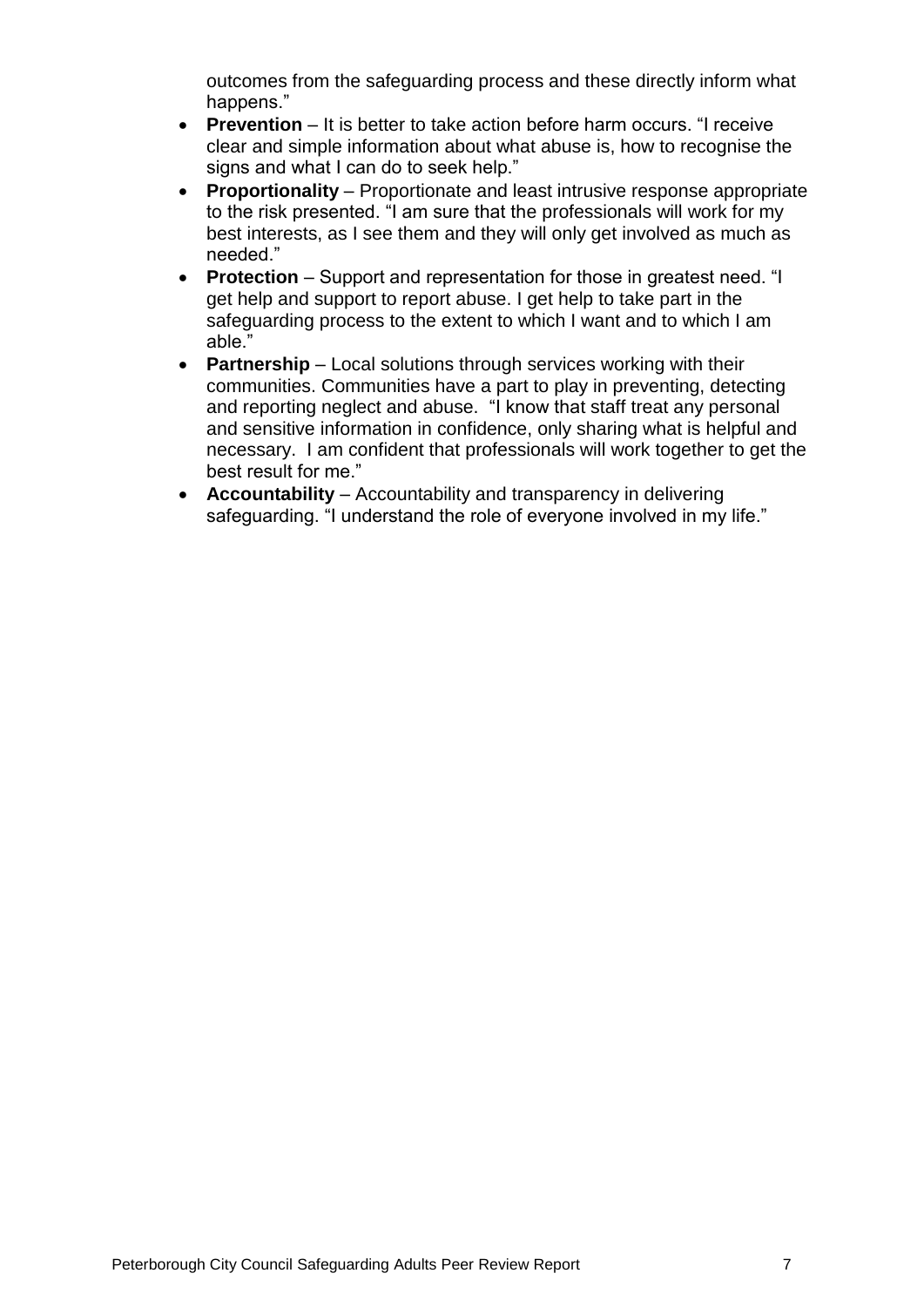outcomes from the safeguarding process and these directly inform what happens."

- **Prevention** – It is better to take action before harm occurs. "I receive clear and simple information about what abuse is, how to recognise the signs and what I can do to seek help."
- **Proportionality** – Proportionate and least intrusive response appropriate to the risk presented. "I am sure that the professionals will work for my best interests, as I see them and they will only get involved as much as needed."
- **Protection** – Support and representation for those in greatest need. "I get help and support to report abuse. I get help to take part in the safeguarding process to the extent to which I want and to which I am able."
- **Partnership** – Local solutions through services working with their communities. Communities have a part to play in preventing, detecting and reporting neglect and abuse. "I know that staff treat any personal and sensitive information in confidence, only sharing what is helpful and necessary. I am confident that professionals will work together to get the best result for me."
- **Accountability** – Accountability and transparency in delivering safeguarding. "I understand the role of everyone involved in my life."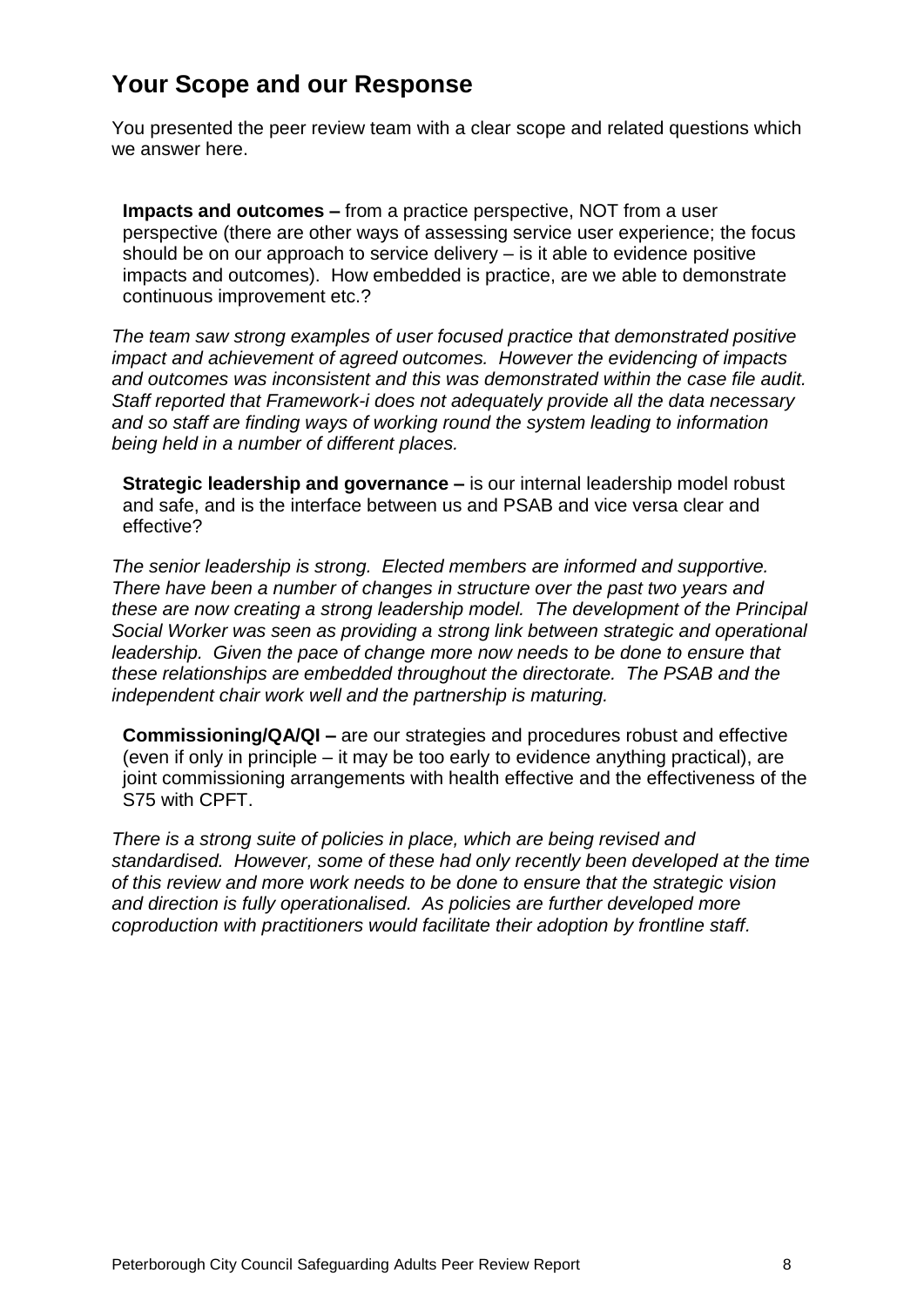## Your Scope and our Response

You presented the peer review team with a clear scope and related questions which we answer here.

**Impacts and outcomes –** from a practice perspective, NOT from a user perspective (there are other ways of assessing service user experience; the focus should be on our approach to service delivery – is it able to evidence positive impacts and outcomes). How embedded is practice, are we able to demonstrate continuous improvement etc.?

*The team saw strong examples of user focused practice that demonstrated positive impact and achievement of agreed outcomes. However the evidencing of impacts and outcomes was inconsistent and this was demonstrated within the case file audit. Staff reported that Framework-i does not adequately provide all the data necessary and so staff are finding ways of working round the system leading to information being held in a number of different places.*

**Strategic leadership and governance –** is our internal leadership model robust and safe, and is the interface between us and PSAB and vice versa clear and effective?

*The senior leadership is strong. Elected members are informed and supportive. There have been a number of changes in structure over the past two years and these are now creating a strong leadership model. The development of the Principal Social Worker was seen as providing a strong link between strategic and operational leadership. Given the pace of change more now needs to be done to ensure that these relationships are embedded throughout the directorate. The PSAB and the independent chair work well and the partnership is maturing.*

**Commissioning/QA/QI –** are our strategies and procedures robust and effective (even if only in principle – it may be too early to evidence anything practical), are joint commissioning arrangements with health effective and the effectiveness of the S75 with CPFT.

*There is a strong suite of policies in place, which are being revised and standardised. However, some of these had only recently been developed at the time of this review and more work needs to be done to ensure that the strategic vision and direction is fully operationalised. As policies are further developed more coproduction with practitioners would facilitate their adoption by frontline staff.*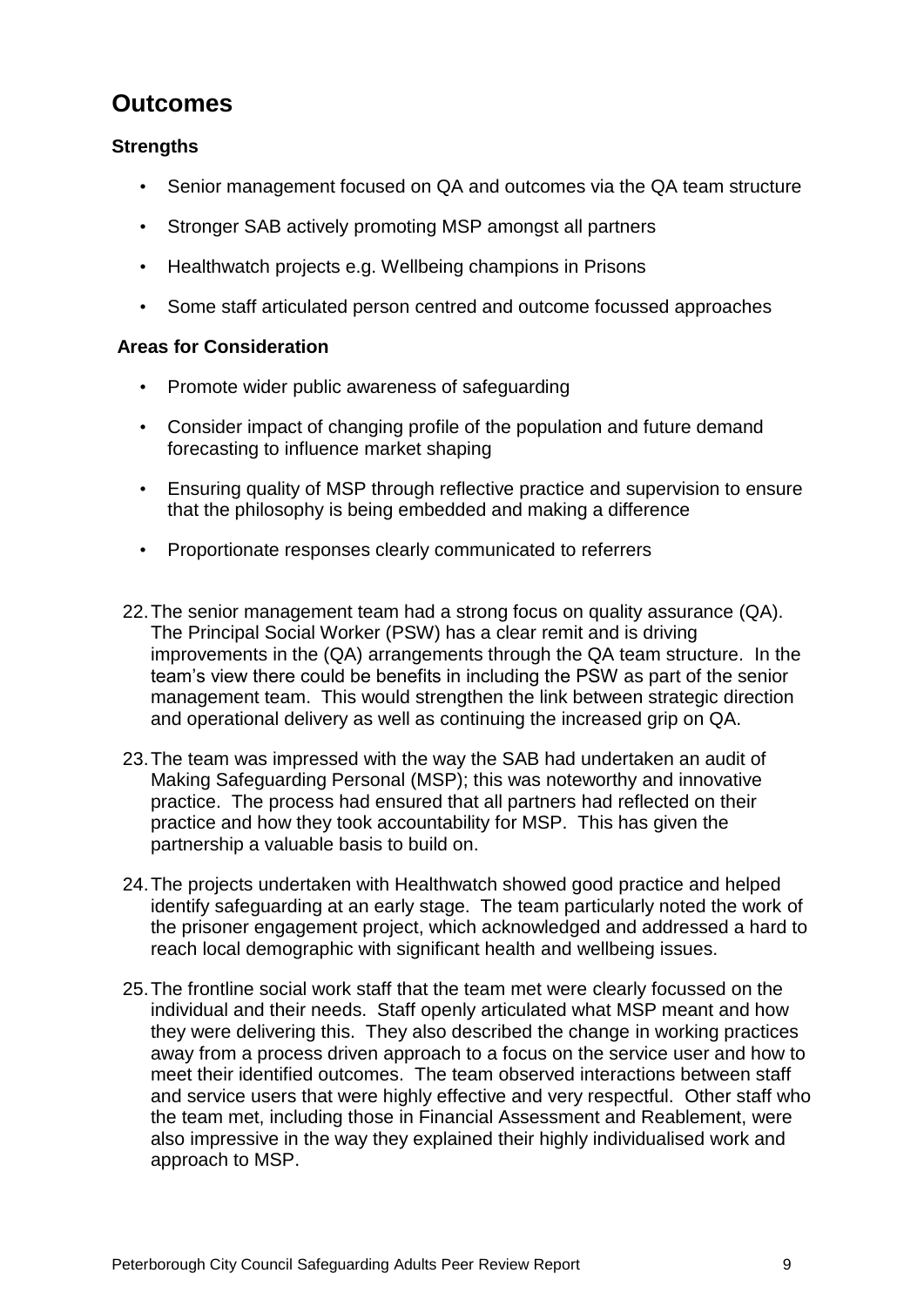## Outcomes

### Strengths

- Senior management focused on QA and outcomes via the QA team structure
- Stronger SAB actively promoting MSP amongst all partners
- Healthwatch projects e.g. Wellbeing champions in Prisons
- Some staff articulated person centred and outcome focussed approaches

### Areas for Consideration

- Promote wider public awareness of safeguarding
- Consider impact of changing profile of the population and future demand forecasting to influence market shaping
- Ensuring quality of MSP through reflective practice and supervision to ensure that the philosophy is being embedded and making a difference
- Proportionate responses clearly communicated to referrers

22. The senior management team had a strong focus on quality assurance (QA). The Principal Social Worker (PSW) has a clear remit and is driving improvements in the (QA) arrangements through the QA team structure. In the team's view there could be benefits in including the PSW as part of the senior management team. This would strengthen the link between strategic direction and operational delivery as well as continuing the increased grip on QA.

23. The team was impressed with the way the SAB had undertaken an audit of Making Safeguarding Personal (MSP); this was noteworthy and innovative practice. The process had ensured that all partners had reflected on their practice and how they took accountability for MSP. This has given the partnership a valuable basis to build on.

24. The projects undertaken with Healthwatch showed good practice and helped identify safeguarding at an early stage. The team particularly noted the work of the prisoner engagement project, which acknowledged and addressed a hard to reach local demographic with significant health and wellbeing issues.

25. The frontline social work staff that the team met were clearly focussed on the individual and their needs. Staff openly articulated what MSP meant and how they were delivering this. They also described the change in working practices away from a process driven approach to a focus on the service user and how to meet their identified outcomes. The team observed interactions between staff and service users that were highly effective and very respectful. Other staff who the team met, including those in Financial Assessment and Reablement, were also impressive in the way they explained their highly individualised work and approach to MSP.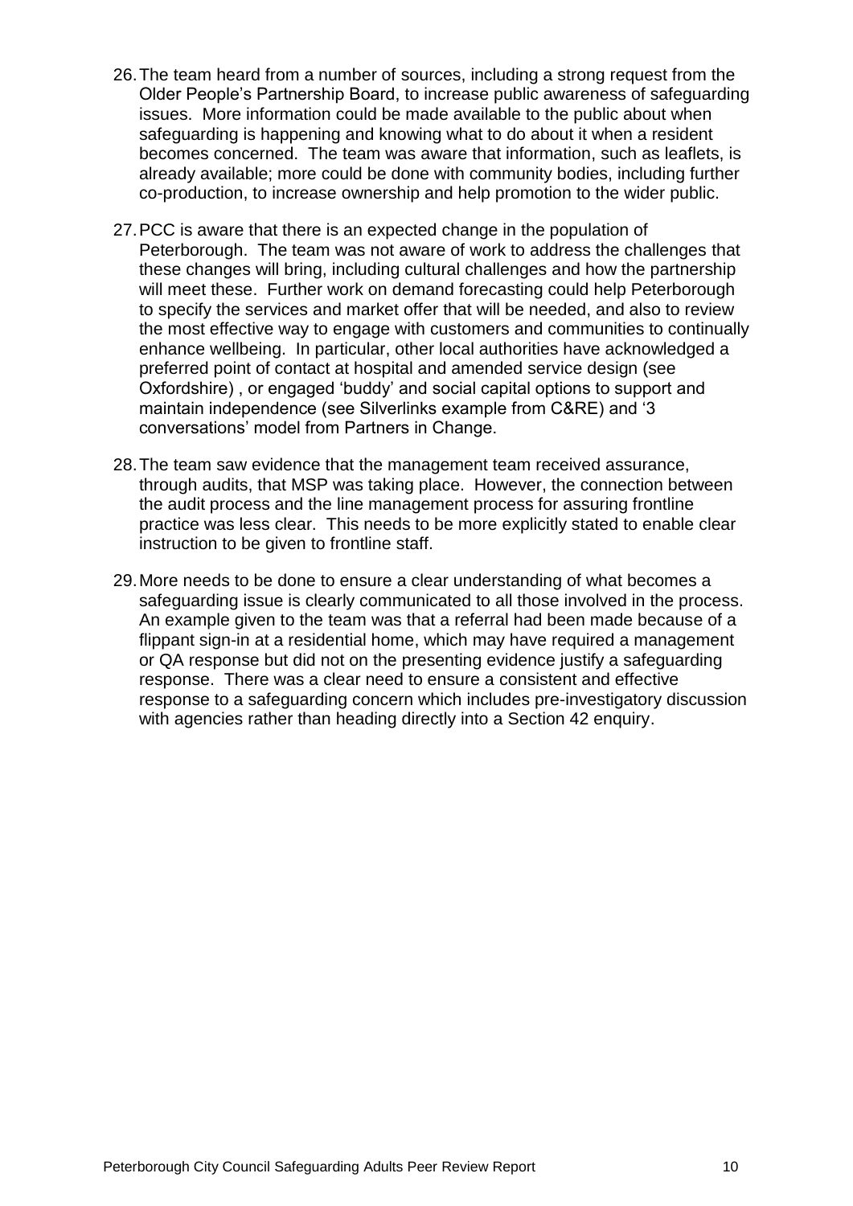26. The team heard from a number of sources, including a strong request from the Older People's Partnership Board, to increase public awareness of safeguarding issues. More information could be made available to the public about when safeguarding is happening and knowing what to do about it when a resident becomes concerned. The team was aware that information, such as leaflets, is already available; more could be done with community bodies, including further co-production, to increase ownership and help promotion to the wider public.

27. PCC is aware that there is an expected change in the population of Peterborough. The team was not aware of work to address the challenges that these changes will bring, including cultural challenges and how the partnership will meet these. Further work on demand forecasting could help Peterborough to specify the services and market offer that will be needed, and also to review the most effective way to engage with customers and communities to continually enhance wellbeing. In particular, other local authorities have acknowledged a preferred point of contact at hospital and amended service design (see Oxfordshire) , or engaged 'buddy' and social capital options to support and maintain independence (see Silverlinks example from C&RE) and '3 conversations' model from Partners in Change.

28. The team saw evidence that the management team received assurance, through audits, that MSP was taking place. However, the connection between the audit process and the line management process for assuring frontline practice was less clear. This needs to be more explicitly stated to enable clear instruction to be given to frontline staff.

29. More needs to be done to ensure a clear understanding of what becomes a safeguarding issue is clearly communicated to all those involved in the process. An example given to the team was that a referral had been made because of a flippant sign-in at a residential home, which may have required a management or QA response but did not on the presenting evidence justify a safeguarding response. There was a clear need to ensure a consistent and effective response to a safeguarding concern which includes pre-investigatory discussion with agencies rather than heading directly into a Section 42 enquiry.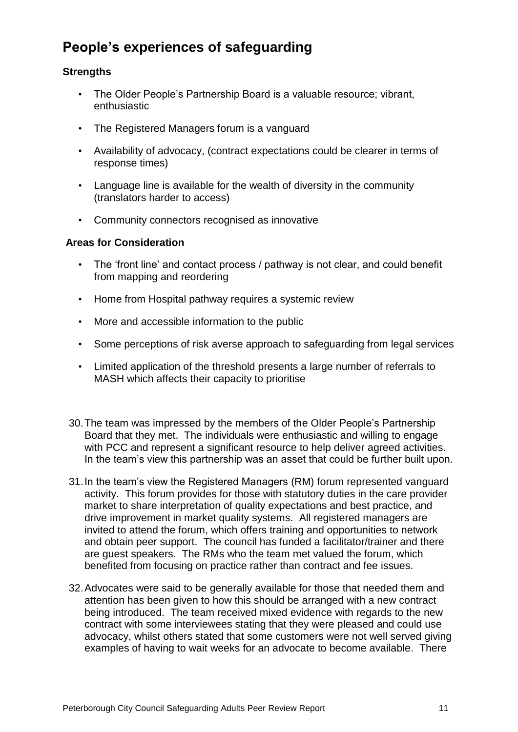## People's experiences of safeguarding

**Strengths**

- The Older People's Partnership Board is a valuable resource; vibrant, enthusiastic
- The Registered Managers forum is a vanguard
- Availability of advocacy, (contract expectations could be clearer in terms of response times)
- Language line is available for the wealth of diversity in the community (translators harder to access)
- Community connectors recognised as innovative

**Areas for Consideration**

- The 'front line' and contact process / pathway is not clear, and could benefit from mapping and reordering
- Home from Hospital pathway requires a systemic review
- More and accessible information to the public
- Some perceptions of risk averse approach to safeguarding from legal services
- Limited application of the threshold presents a large number of referrals to MASH which affects their capacity to prioritise

30. The team was impressed by the members of the Older People's Partnership Board that they met. The individuals were enthusiastic and willing to engage with PCC and represent a significant resource to help deliver agreed activities. In the team's view this partnership was an asset that could be further built upon.

31. In the team's view the Registered Managers (RM) forum represented vanguard activity. This forum provides for those with statutory duties in the care provider market to share interpretation of quality expectations and best practice, and drive improvement in market quality systems. All registered managers are invited to attend the forum, which offers training and opportunities to network and obtain peer support. The council has funded a facilitator/trainer and there are guest speakers. The RMs who the team met valued the forum, which benefited from focusing on practice rather than contract and fee issues.

32. Advocates were said to be generally available for those that needed them and attention has been given to how this should be arranged with a new contract being introduced. The team received mixed evidence with regards to the new contract with some interviewees stating that they were pleased and could use advocacy, whilst others stated that some customers were not well served giving examples of having to wait weeks for an advocate to become available. There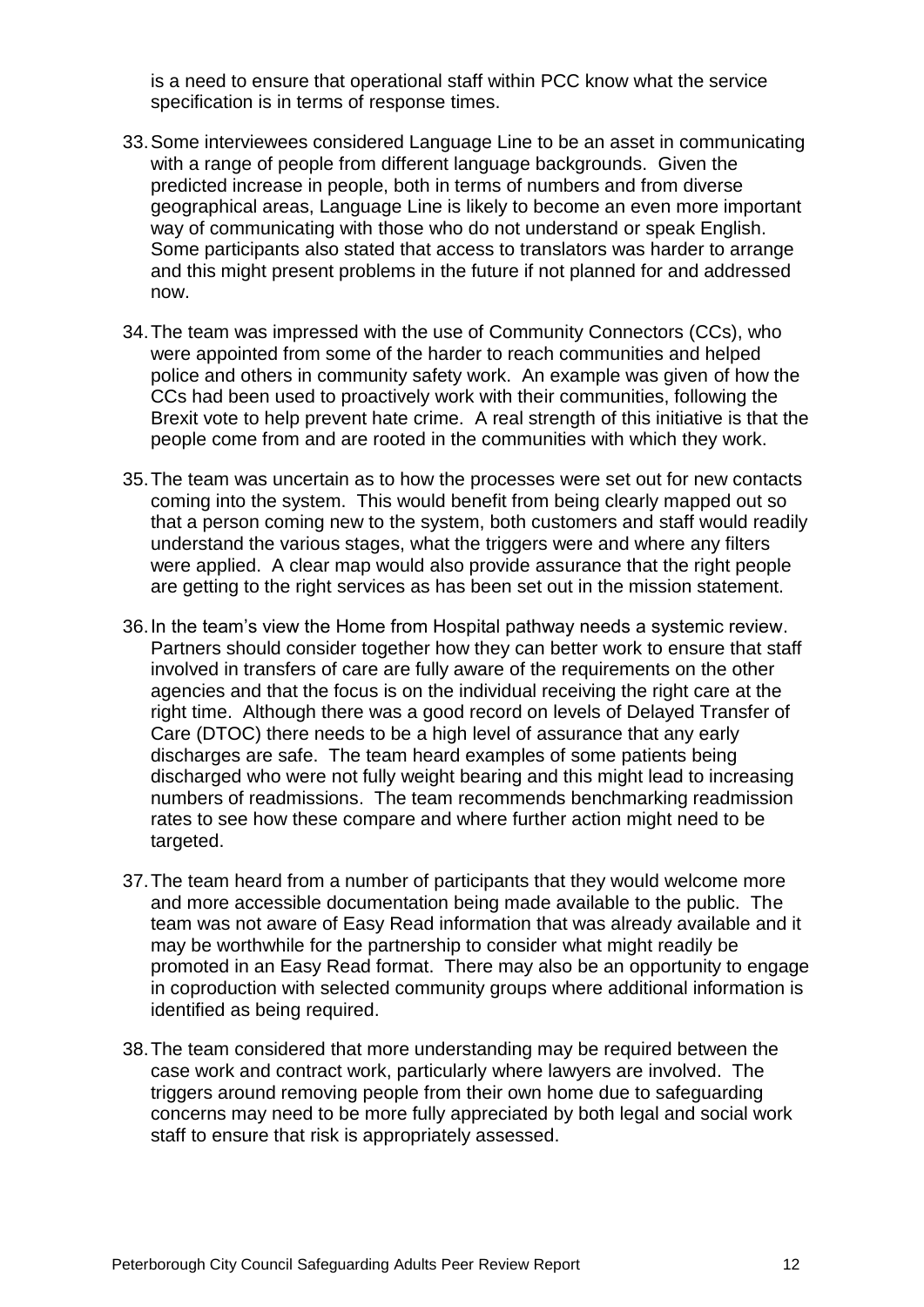is a need to ensure that operational staff within PCC know what the service specification is in terms of response times.

33. Some interviewees considered Language Line to be an asset in communicating with a range of people from different language backgrounds. Given the predicted increase in people, both in terms of numbers and from diverse geographical areas, Language Line is likely to become an even more important way of communicating with those who do not understand or speak English. Some participants also stated that access to translators was harder to arrange and this might present problems in the future if not planned for and addressed now.

34. The team was impressed with the use of Community Connectors (CCs), who were appointed from some of the harder to reach communities and helped police and others in community safety work. An example was given of how the CCs had been used to proactively work with their communities, following the Brexit vote to help prevent hate crime. A real strength of this initiative is that the people come from and are rooted in the communities with which they work.

35. The team was uncertain as to how the processes were set out for new contacts coming into the system. This would benefit from being clearly mapped out so that a person coming new to the system, both customers and staff would readily understand the various stages, what the triggers were and where any filters were applied. A clear map would also provide assurance that the right people are getting to the right services as has been set out in the mission statement.

36. In the team's view the Home from Hospital pathway needs a systemic review. Partners should consider together how they can better work to ensure that staff involved in transfers of care are fully aware of the requirements on the other agencies and that the focus is on the individual receiving the right care at the right time. Although there was a good record on levels of Delayed Transfer of Care (DTOC) there needs to be a high level of assurance that any early discharges are safe. The team heard examples of some patients being discharged who were not fully weight bearing and this might lead to increasing numbers of readmissions. The team recommends benchmarking readmission rates to see how these compare and where further action might need to be targeted.

37. The team heard from a number of participants that they would welcome more and more accessible documentation being made available to the public. The team was not aware of Easy Read information that was already available and it may be worthwhile for the partnership to consider what might readily be promoted in an Easy Read format. There may also be an opportunity to engage in coproduction with selected community groups where additional information is identified as being required.

38. The team considered that more understanding may be required between the case work and contract work, particularly where lawyers are involved. The triggers around removing people from their own home due to safeguarding concerns may need to be more fully appreciated by both legal and social work staff to ensure that risk is appropriately assessed.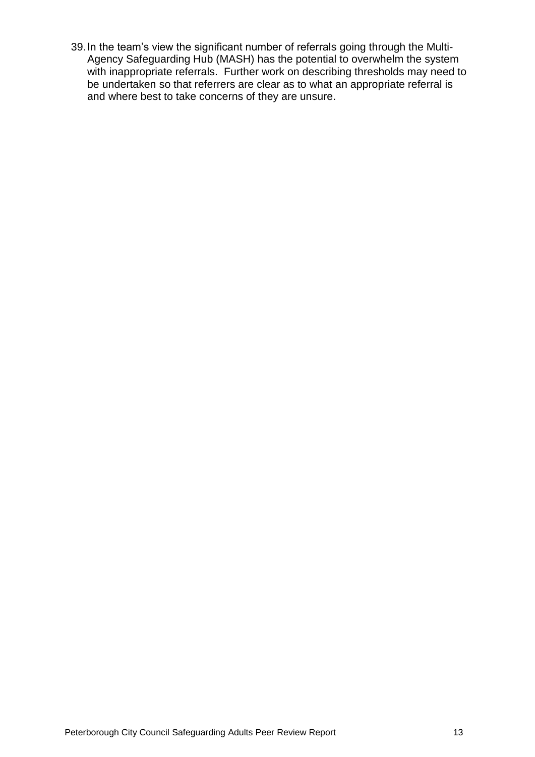39. In the team's view the significant number of referrals going through the Multi-Agency Safeguarding Hub (MASH) has the potential to overwhelm the system with inappropriate referrals. Further work on describing thresholds may need to be undertaken so that referrers are clear as to what an appropriate referral is and where best to take concerns of they are unsure.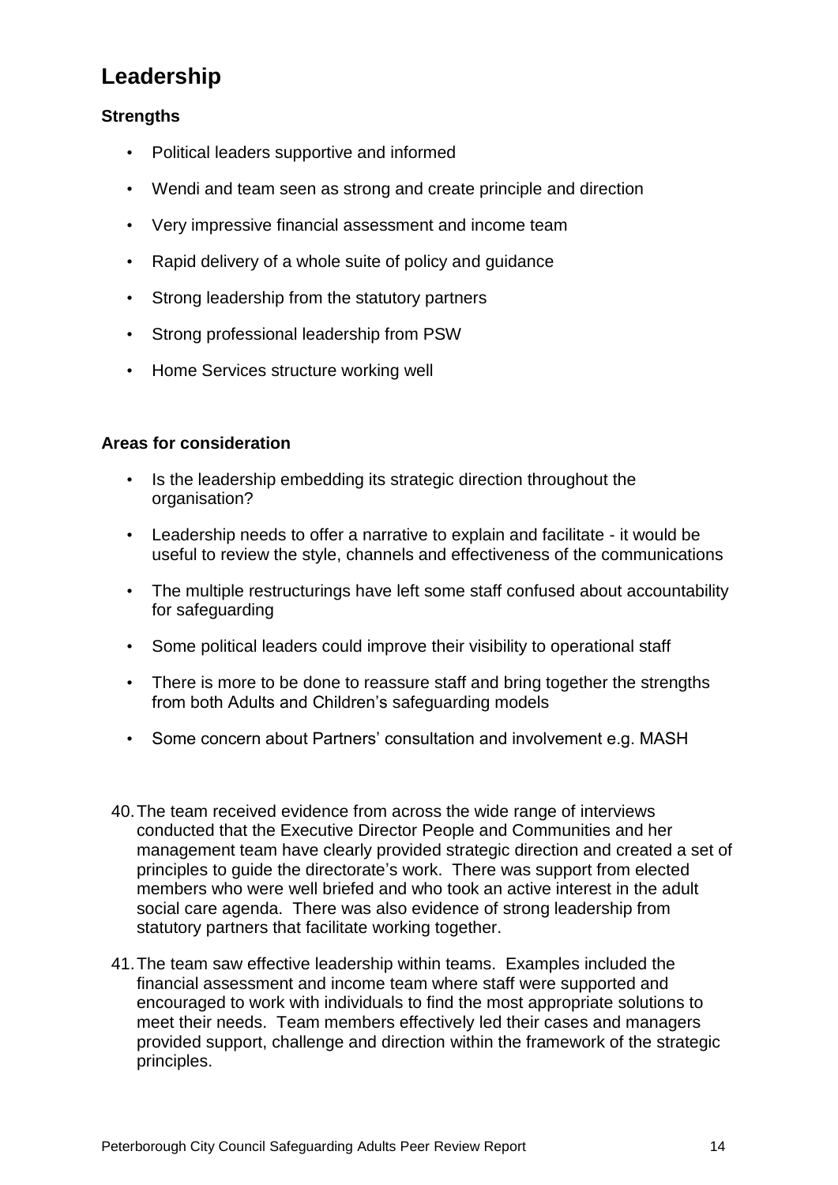## Leadership

### Strengths

- Political leaders supportive and informed
- Wendi and team seen as strong and create principle and direction
- Very impressive financial assessment and income team
- Rapid delivery of a whole suite of policy and guidance
- Strong leadership from the statutory partners
- Strong professional leadership from PSW
- Home Services structure working well

### Areas for consideration

- Is the leadership embedding its strategic direction throughout the organisation?
- Leadership needs to offer a narrative to explain and facilitate - it would be useful to review the style, channels and effectiveness of the communications
- The multiple restructurings have left some staff confused about accountability for safeguarding
- Some political leaders could improve their visibility to operational staff
- There is more to be done to reassure staff and bring together the strengths from both Adults and Children's safeguarding models
- Some concern about Partners' consultation and involvement e.g. MASH

40. The team received evidence from across the wide range of interviews conducted that the Executive Director People and Communities and her management team have clearly provided strategic direction and created a set of principles to guide the directorate's work. There was support from elected members who were well briefed and who took an active interest in the adult social care agenda. There was also evidence of strong leadership from statutory partners that facilitate working together.

41. The team saw effective leadership within teams. Examples included the financial assessment and income team where staff were supported and encouraged to work with individuals to find the most appropriate solutions to meet their needs. Team members effectively led their cases and managers provided support, challenge and direction within the framework of the strategic principles.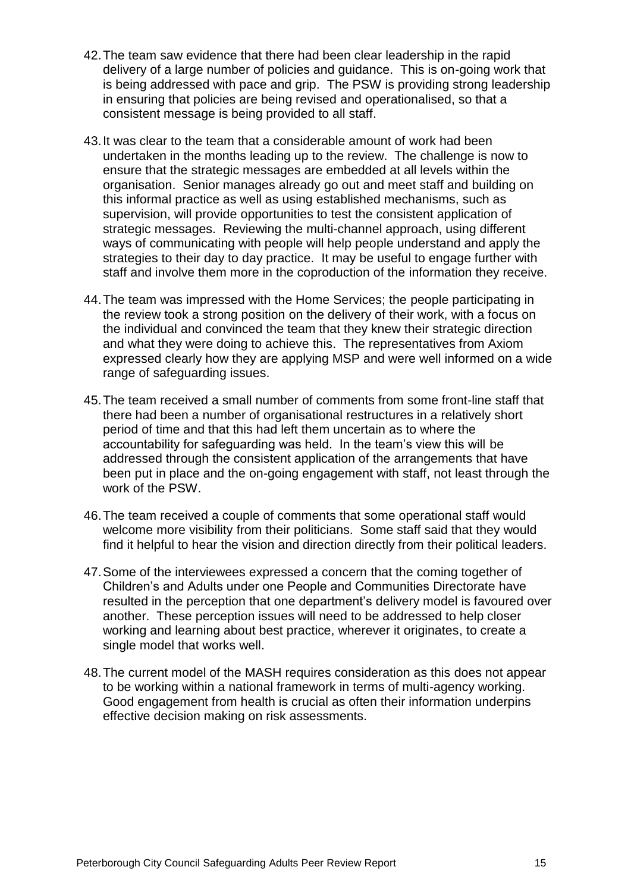42. The team saw evidence that there had been clear leadership in the rapid delivery of a large number of policies and guidance. This is on-going work that is being addressed with pace and grip. The PSW is providing strong leadership in ensuring that policies are being revised and operationalised, so that a consistent message is being provided to all staff.

43. It was clear to the team that a considerable amount of work had been undertaken in the months leading up to the review. The challenge is now to ensure that the strategic messages are embedded at all levels within the organisation. Senior manages already go out and meet staff and building on this informal practice as well as using established mechanisms, such as supervision, will provide opportunities to test the consistent application of strategic messages. Reviewing the multi-channel approach, using different ways of communicating with people will help people understand and apply the strategies to their day to day practice. It may be useful to engage further with staff and involve them more in the coproduction of the information they receive.

44. The team was impressed with the Home Services; the people participating in the review took a strong position on the delivery of their work, with a focus on the individual and convinced the team that they knew their strategic direction and what they were doing to achieve this. The representatives from Axiom expressed clearly how they are applying MSP and were well informed on a wide range of safeguarding issues.

45. The team received a small number of comments from some front-line staff that there had been a number of organisational restructures in a relatively short period of time and that this had left them uncertain as to where the accountability for safeguarding was held. In the team's view this will be addressed through the consistent application of the arrangements that have been put in place and the on-going engagement with staff, not least through the work of the PSW.

46. The team received a couple of comments that some operational staff would welcome more visibility from their politicians. Some staff said that they would find it helpful to hear the vision and direction directly from their political leaders.

47. Some of the interviewees expressed a concern that the coming together of Children's and Adults under one People and Communities Directorate have resulted in the perception that one department's delivery model is favoured over another. These perception issues will need to be addressed to help closer working and learning about best practice, wherever it originates, to create a single model that works well.

48. The current model of the MASH requires consideration as this does not appear to be working within a national framework in terms of multi-agency working. Good engagement from health is crucial as often their information underpins effective decision making on risk assessments.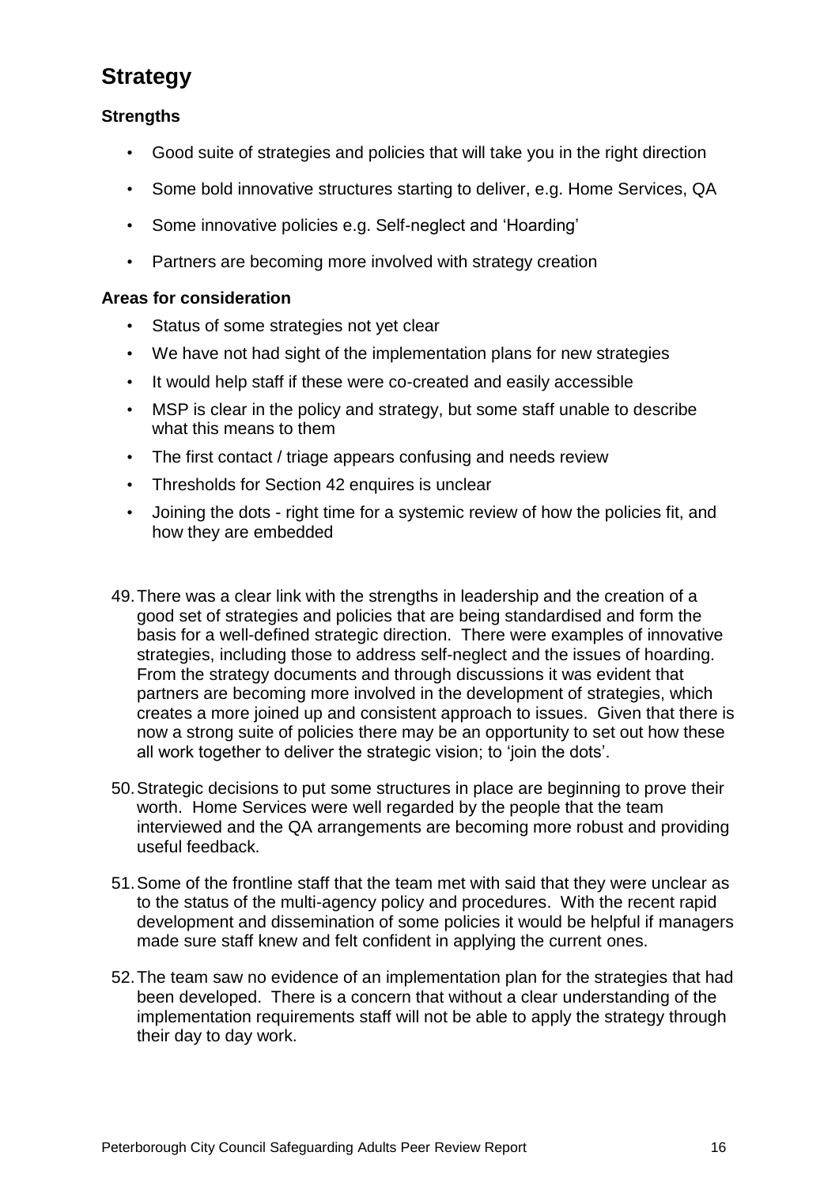## Strategy

### Strengths

- Good suite of strategies and policies that will take you in the right direction
- Some bold innovative structures starting to deliver, e.g. Home Services, QA
- Some innovative policies e.g. Self-neglect and 'Hoarding'
- Partners are becoming more involved with strategy creation

### Areas for consideration

- Status of some strategies not yet clear
- We have not had sight of the implementation plans for new strategies
- It would help staff if these were co-created and easily accessible
- MSP is clear in the policy and strategy, but some staff unable to describe what this means to them
- The first contact / triage appears confusing and needs review
- Thresholds for Section 42 enquires is unclear
- Joining the dots - right time for a systemic review of how the policies fit, and how they are embedded

49. There was a clear link with the strengths in leadership and the creation of a good set of strategies and policies that are being standardised and form the basis for a well-defined strategic direction. There were examples of innovative strategies, including those to address self-neglect and the issues of hoarding. From the strategy documents and through discussions it was evident that partners are becoming more involved in the development of strategies, which creates a more joined up and consistent approach to issues. Given that there is now a strong suite of policies there may be an opportunity to set out how these all work together to deliver the strategic vision; to 'join the dots'.

50. Strategic decisions to put some structures in place are beginning to prove their worth. Home Services were well regarded by the people that the team interviewed and the QA arrangements are becoming more robust and providing useful feedback.

51. Some of the frontline staff that the team met with said that they were unclear as to the status of the multi-agency policy and procedures. With the recent rapid development and dissemination of some policies it would be helpful if managers made sure staff knew and felt confident in applying the current ones.

52. The team saw no evidence of an implementation plan for the strategies that had been developed. There is a concern that without a clear understanding of the implementation requirements staff will not be able to apply the strategy through their day to day work.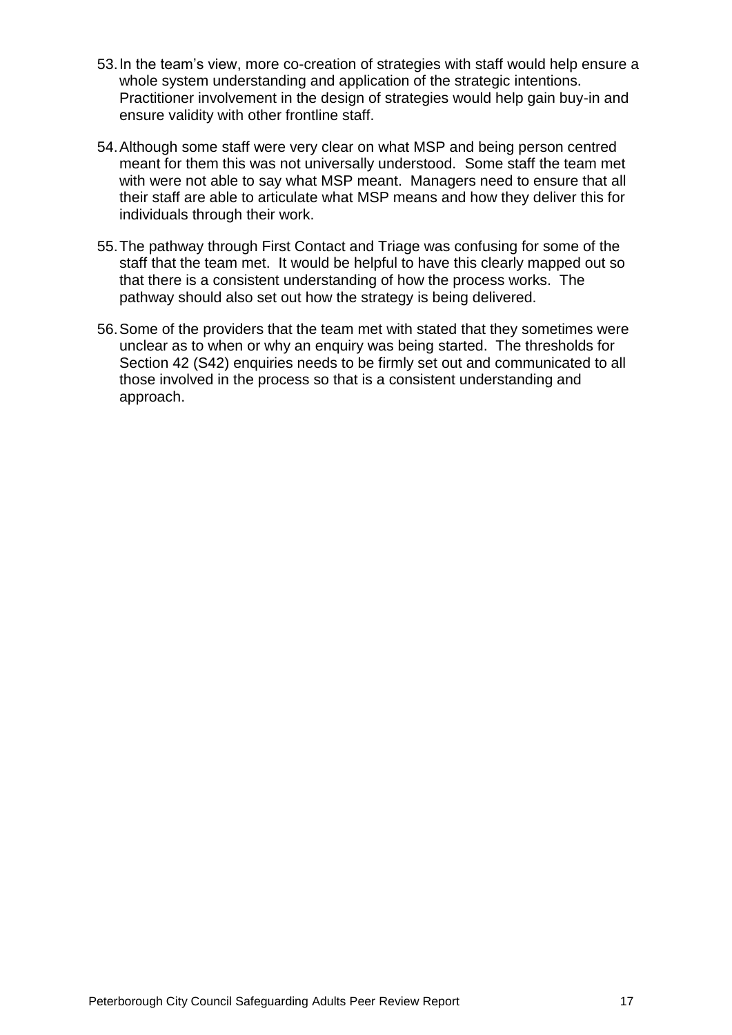53. In the team's view, more co-creation of strategies with staff would help ensure a whole system understanding and application of the strategic intentions. Practitioner involvement in the design of strategies would help gain buy-in and ensure validity with other frontline staff.

54. Although some staff were very clear on what MSP and being person centred meant for them this was not universally understood. Some staff the team met with were not able to say what MSP meant. Managers need to ensure that all their staff are able to articulate what MSP means and how they deliver this for individuals through their work.

55. The pathway through First Contact and Triage was confusing for some of the staff that the team met. It would be helpful to have this clearly mapped out so that there is a consistent understanding of how the process works. The pathway should also set out how the strategy is being delivered.

56. Some of the providers that the team met with stated that they sometimes were unclear as to when or why an enquiry was being started. The thresholds for Section 42 (S42) enquiries needs to be firmly set out and communicated to all those involved in the process so that is a consistent understanding and approach.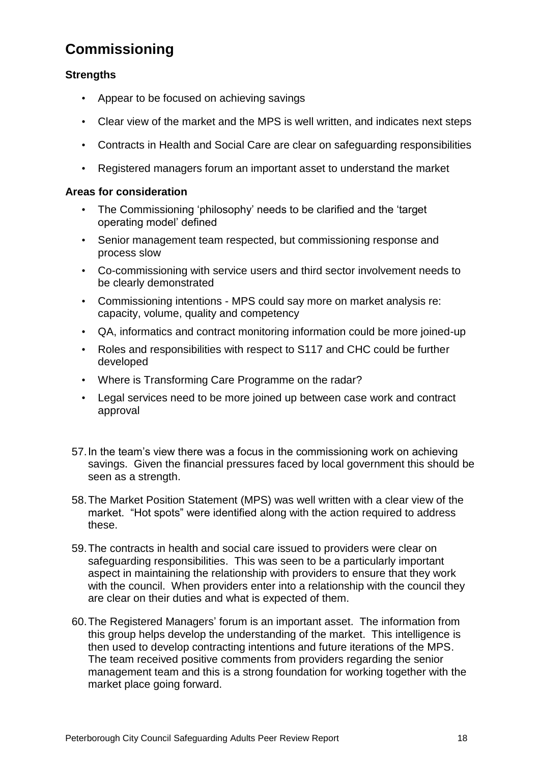# Commissioning

### Strengths

- Appear to be focused on achieving savings
- Clear view of the market and the MPS is well written, and indicates next steps
- Contracts in Health and Social Care are clear on safeguarding responsibilities
- Registered managers forum an important asset to understand the market

### Areas for consideration

- The Commissioning 'philosophy' needs to be clarified and the 'target operating model' defined
- Senior management team respected, but commissioning response and process slow
- Co-commissioning with service users and third sector involvement needs to be clearly demonstrated
- Commissioning intentions - MPS could say more on market analysis re: capacity, volume, quality and competency
- QA, informatics and contract monitoring information could be more joined-up
- Roles and responsibilities with respect to S117 and CHC could be further developed
- Where is Transforming Care Programme on the radar?
- Legal services need to be more joined up between case work and contract approval

57. In the team's view there was a focus in the commissioning work on achieving savings. Given the financial pressures faced by local government this should be seen as a strength.

58. The Market Position Statement (MPS) was well written with a clear view of the market. "Hot spots" were identified along with the action required to address these.

59. The contracts in health and social care issued to providers were clear on safeguarding responsibilities. This was seen to be a particularly important aspect in maintaining the relationship with providers to ensure that they work with the council. When providers enter into a relationship with the council they are clear on their duties and what is expected of them.

60. The Registered Managers' forum is an important asset. The information from this group helps develop the understanding of the market. This intelligence is then used to develop contracting intentions and future iterations of the MPS. The team received positive comments from providers regarding the senior management team and this is a strong foundation for working together with the market place going forward.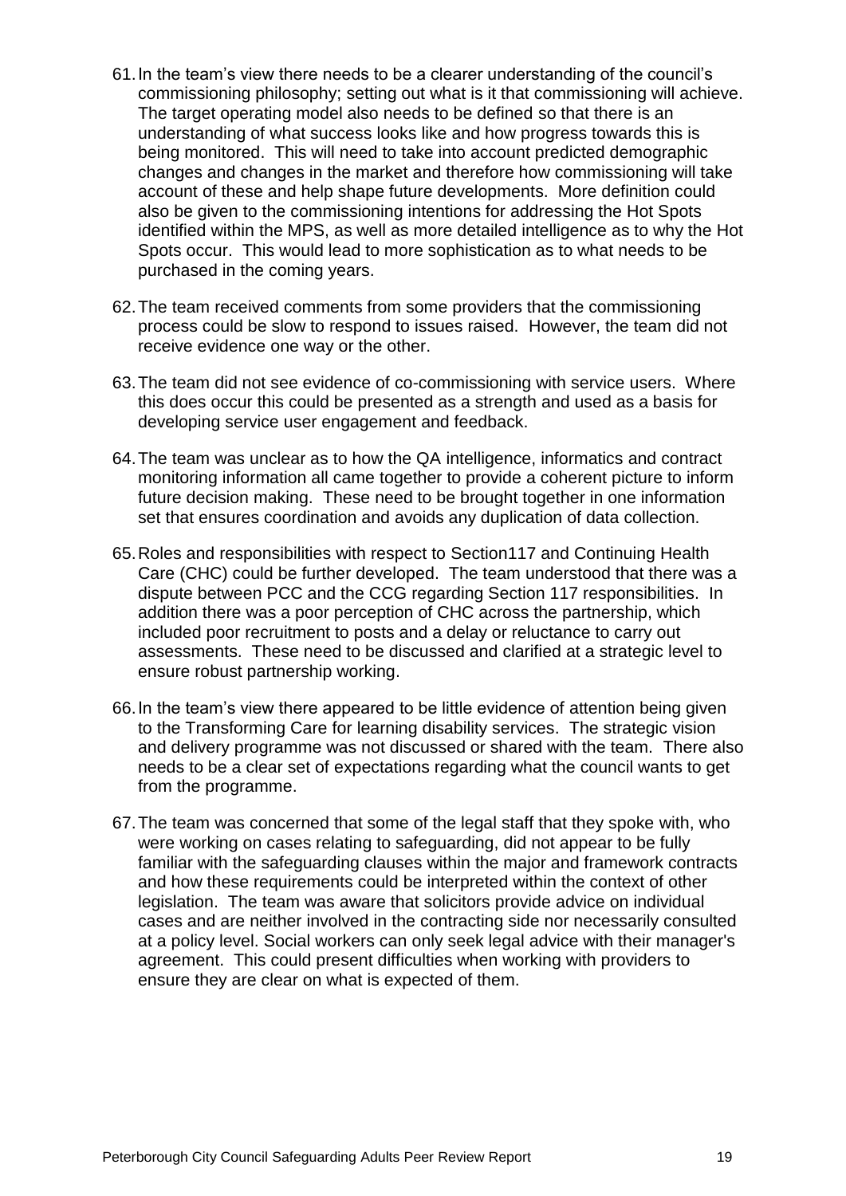61. In the team's view there needs to be a clearer understanding of the council's commissioning philosophy; setting out what is it that commissioning will achieve. The target operating model also needs to be defined so that there is an understanding of what success looks like and how progress towards this is being monitored. This will need to take into account predicted demographic changes and changes in the market and therefore how commissioning will take account of these and help shape future developments. More definition could also be given to the commissioning intentions for addressing the Hot Spots identified within the MPS, as well as more detailed intelligence as to why the Hot Spots occur. This would lead to more sophistication as to what needs to be purchased in the coming years.

62. The team received comments from some providers that the commissioning process could be slow to respond to issues raised. However, the team did not receive evidence one way or the other.

63. The team did not see evidence of co-commissioning with service users. Where this does occur this could be presented as a strength and used as a basis for developing service user engagement and feedback.

64. The team was unclear as to how the QA intelligence, informatics and contract monitoring information all came together to provide a coherent picture to inform future decision making. These need to be brought together in one information set that ensures coordination and avoids any duplication of data collection.

65. Roles and responsibilities with respect to Section117 and Continuing Health Care (CHC) could be further developed. The team understood that there was a dispute between PCC and the CCG regarding Section 117 responsibilities. In addition there was a poor perception of CHC across the partnership, which included poor recruitment to posts and a delay or reluctance to carry out assessments. These need to be discussed and clarified at a strategic level to ensure robust partnership working.

66. In the team's view there appeared to be little evidence of attention being given to the Transforming Care for learning disability services. The strategic vision and delivery programme was not discussed or shared with the team. There also needs to be a clear set of expectations regarding what the council wants to get from the programme.

67. The team was concerned that some of the legal staff that they spoke with, who were working on cases relating to safeguarding, did not appear to be fully familiar with the safeguarding clauses within the major and framework contracts and how these requirements could be interpreted within the context of other legislation. The team was aware that solicitors provide advice on individual cases and are neither involved in the contracting side nor necessarily consulted at a policy level. Social workers can only seek legal advice with their manager's agreement. This could present difficulties when working with providers to ensure they are clear on what is expected of them.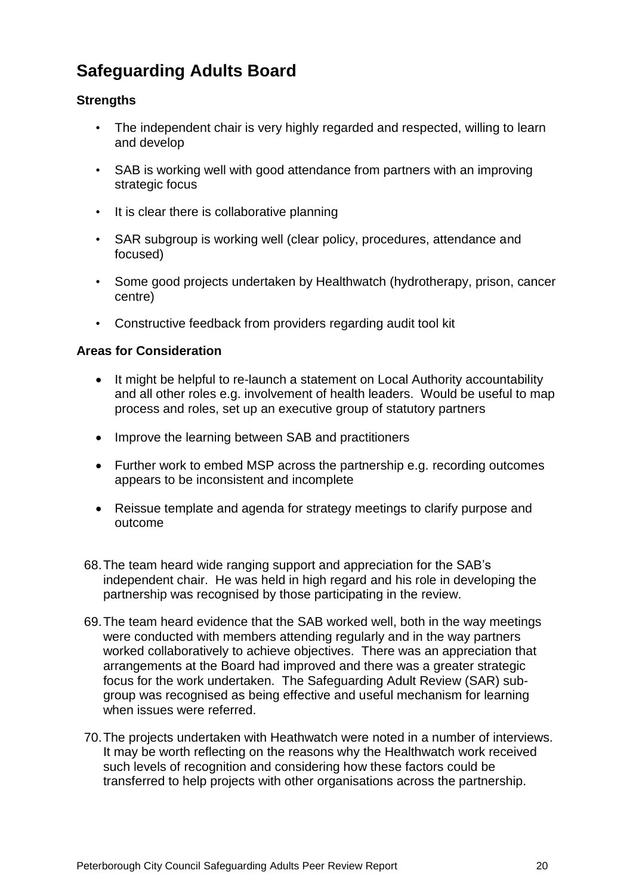## Safeguarding Adults Board

**Strengths**

- The independent chair is very highly regarded and respected, willing to learn and develop
- SAB is working well with good attendance from partners with an improving strategic focus
- It is clear there is collaborative planning
- SAR subgroup is working well (clear policy, procedures, attendance and focused)
- Some good projects undertaken by Healthwatch (hydrotherapy, prison, cancer centre)
- Constructive feedback from providers regarding audit tool kit

**Areas for Consideration**

- It might be helpful to re-launch a statement on Local Authority accountability and all other roles e.g. involvement of health leaders. Would be useful to map process and roles, set up an executive group of statutory partners
- Improve the learning between SAB and practitioners
- Further work to embed MSP across the partnership e.g. recording outcomes appears to be inconsistent and incomplete
- Reissue template and agenda for strategy meetings to clarify purpose and outcome

68. The team heard wide ranging support and appreciation for the SAB's independent chair. He was held in high regard and his role in developing the partnership was recognised by those participating in the review.

69. The team heard evidence that the SAB worked well, both in the way meetings were conducted with members attending regularly and in the way partners worked collaboratively to achieve objectives. There was an appreciation that arrangements at the Board had improved and there was a greater strategic focus for the work undertaken. The Safeguarding Adult Review (SAR) sub-group was recognised as being effective and useful mechanism for learning when issues were referred.

70. The projects undertaken with Heathwatch were noted in a number of interviews. It may be worth reflecting on the reasons why the Healthwatch work received such levels of recognition and considering how these factors could be transferred to help projects with other organisations across the partnership.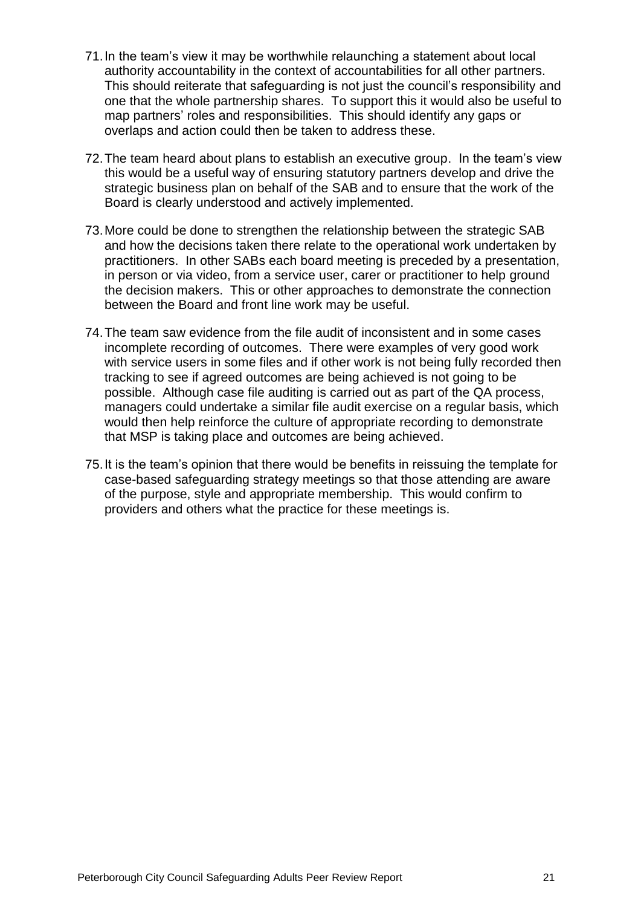71. In the team's view it may be worthwhile relaunching a statement about local authority accountability in the context of accountabilities for all other partners. This should reiterate that safeguarding is not just the council's responsibility and one that the whole partnership shares. To support this it would also be useful to map partners' roles and responsibilities. This should identify any gaps or overlaps and action could then be taken to address these.

72. The team heard about plans to establish an executive group. In the team's view this would be a useful way of ensuring statutory partners develop and drive the strategic business plan on behalf of the SAB and to ensure that the work of the Board is clearly understood and actively implemented.

73. More could be done to strengthen the relationship between the strategic SAB and how the decisions taken there relate to the operational work undertaken by practitioners. In other SABs each board meeting is preceded by a presentation, in person or via video, from a service user, carer or practitioner to help ground the decision makers. This or other approaches to demonstrate the connection between the Board and front line work may be useful.

74. The team saw evidence from the file audit of inconsistent and in some cases incomplete recording of outcomes. There were examples of very good work with service users in some files and if other work is not being fully recorded then tracking to see if agreed outcomes are being achieved is not going to be possible. Although case file auditing is carried out as part of the QA process, managers could undertake a similar file audit exercise on a regular basis, which would then help reinforce the culture of appropriate recording to demonstrate that MSP is taking place and outcomes are being achieved.

75. It is the team's opinion that there would be benefits in reissuing the template for case-based safeguarding strategy meetings so that those attending are aware of the purpose, style and appropriate membership. This would confirm to providers and others what the practice for these meetings is.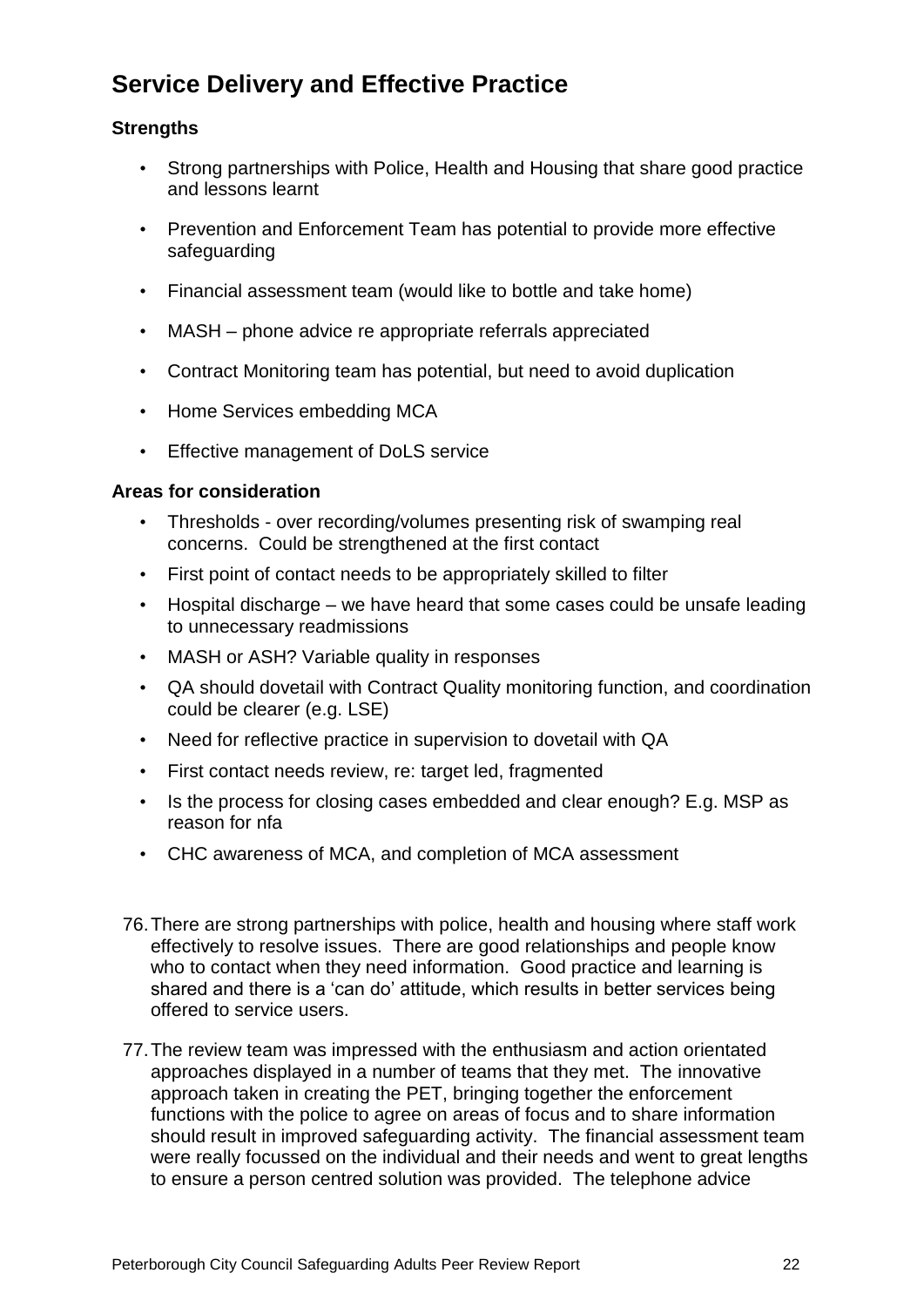## Service Delivery and Effective Practice

### Strengths

- Strong partnerships with Police, Health and Housing that share good practice and lessons learnt
- Prevention and Enforcement Team has potential to provide more effective safeguarding
- Financial assessment team (would like to bottle and take home)
- MASH – phone advice re appropriate referrals appreciated
- Contract Monitoring team has potential, but need to avoid duplication
- Home Services embedding MCA
- Effective management of DoLS service

### Areas for consideration

- Thresholds - over recording/volumes presenting risk of swamping real concerns. Could be strengthened at the first contact
- First point of contact needs to be appropriately skilled to filter
- Hospital discharge – we have heard that some cases could be unsafe leading to unnecessary readmissions
- MASH or ASH? Variable quality in responses
- QA should dovetail with Contract Quality monitoring function, and coordination could be clearer (e.g. LSE)
- Need for reflective practice in supervision to dovetail with QA
- First contact needs review, re: target led, fragmented
- Is the process for closing cases embedded and clear enough? E.g. MSP as reason for nfa
- CHC awareness of MCA, and completion of MCA assessment

76. There are strong partnerships with police, health and housing where staff work effectively to resolve issues. There are good relationships and people know who to contact when they need information. Good practice and learning is shared and there is a 'can do' attitude, which results in better services being offered to service users.

77. The review team was impressed with the enthusiasm and action orientated approaches displayed in a number of teams that they met. The innovative approach taken in creating the PET, bringing together the enforcement functions with the police to agree on areas of focus and to share information should result in improved safeguarding activity. The financial assessment team were really focussed on the individual and their needs and went to great lengths to ensure a person centred solution was provided. The telephone advice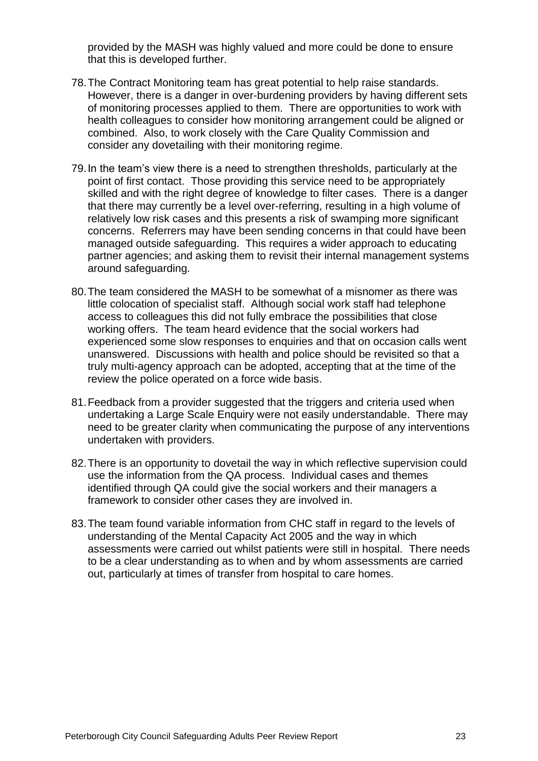provided by the MASH was highly valued and more could be done to ensure that this is developed further.

78. The Contract Monitoring team has great potential to help raise standards. However, there is a danger in over-burdening providers by having different sets of monitoring processes applied to them. There are opportunities to work with health colleagues to consider how monitoring arrangement could be aligned or combined. Also, to work closely with the Care Quality Commission and consider any dovetailing with their monitoring regime.

79. In the team's view there is a need to strengthen thresholds, particularly at the point of first contact. Those providing this service need to be appropriately skilled and with the right degree of knowledge to filter cases. There is a danger that there may currently be a level over-referring, resulting in a high volume of relatively low risk cases and this presents a risk of swamping more significant concerns. Referrers may have been sending concerns in that could have been managed outside safeguarding. This requires a wider approach to educating partner agencies; and asking them to revisit their internal management systems around safeguarding.

80. The team considered the MASH to be somewhat of a misnomer as there was little colocation of specialist staff. Although social work staff had telephone access to colleagues this did not fully embrace the possibilities that close working offers. The team heard evidence that the social workers had experienced some slow responses to enquiries and that on occasion calls went unanswered. Discussions with health and police should be revisited so that a truly multi-agency approach can be adopted, accepting that at the time of the review the police operated on a force wide basis.

81. Feedback from a provider suggested that the triggers and criteria used when undertaking a Large Scale Enquiry were not easily understandable. There may need to be greater clarity when communicating the purpose of any interventions undertaken with providers.

82. There is an opportunity to dovetail the way in which reflective supervision could use the information from the QA process. Individual cases and themes identified through QA could give the social workers and their managers a framework to consider other cases they are involved in.

83. The team found variable information from CHC staff in regard to the levels of understanding of the Mental Capacity Act 2005 and the way in which assessments were carried out whilst patients were still in hospital. There needs to be a clear understanding as to when and by whom assessments are carried out, particularly at times of transfer from hospital to care homes.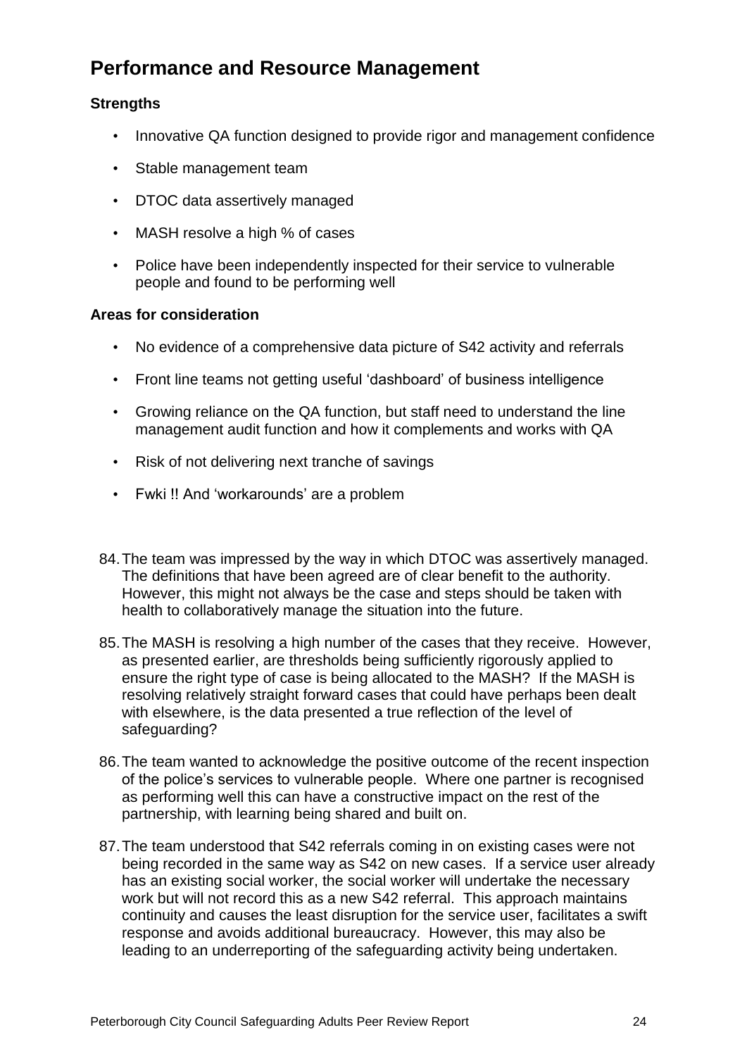## Performance and Resource Management

**Strengths**

- Innovative QA function designed to provide rigor and management confidence
- Stable management team
- DTOC data assertively managed
- MASH resolve a high % of cases
- Police have been independently inspected for their service to vulnerable people and found to be performing well

**Areas for consideration**

- No evidence of a comprehensive data picture of S42 activity and referrals
- Front line teams not getting useful 'dashboard' of business intelligence
- Growing reliance on the QA function, but staff need to understand the line management audit function and how it complements and works with QA
- Risk of not delivering next tranche of savings
- Fwki !! And 'workarounds' are a problem

84. The team was impressed by the way in which DTOC was assertively managed. The definitions that have been agreed are of clear benefit to the authority. However, this might not always be the case and steps should be taken with health to collaboratively manage the situation into the future.

85. The MASH is resolving a high number of the cases that they receive. However, as presented earlier, are thresholds being sufficiently rigorously applied to ensure the right type of case is being allocated to the MASH? If the MASH is resolving relatively straight forward cases that could have perhaps been dealt with elsewhere, is the data presented a true reflection of the level of safeguarding?

86. The team wanted to acknowledge the positive outcome of the recent inspection of the police's services to vulnerable people. Where one partner is recognised as performing well this can have a constructive impact on the rest of the partnership, with learning being shared and built on.

87. The team understood that S42 referrals coming in on existing cases were not being recorded in the same way as S42 on new cases. If a service user already has an existing social worker, the social worker will undertake the necessary work but will not record this as a new S42 referral. This approach maintains continuity and causes the least disruption for the service user, facilitates a swift response and avoids additional bureaucracy. However, this may also be leading to an underreporting of the safeguarding activity being undertaken.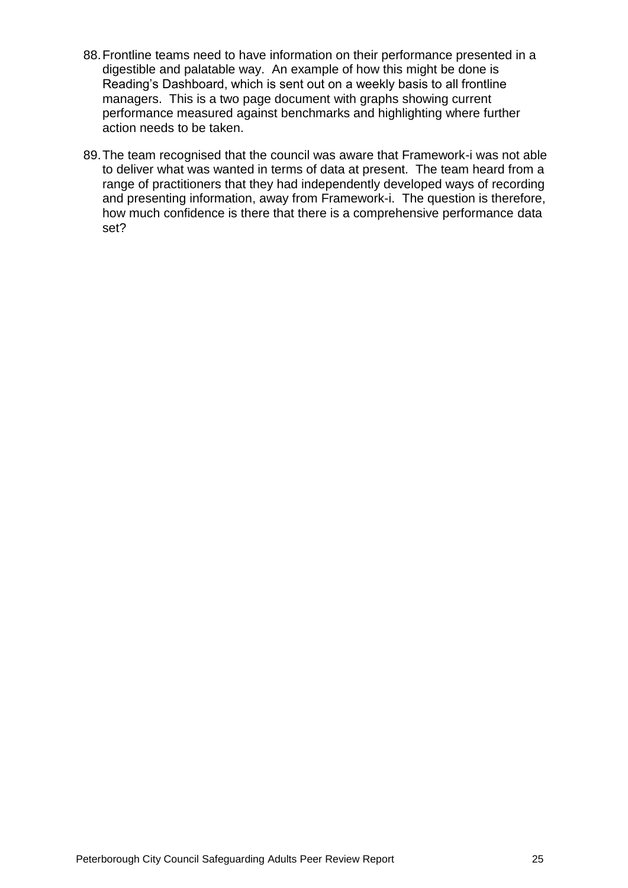88. Frontline teams need to have information on their performance presented in a digestible and palatable way. An example of how this might be done is Reading's Dashboard, which is sent out on a weekly basis to all frontline managers. This is a two page document with graphs showing current performance measured against benchmarks and highlighting where further action needs to be taken.

89. The team recognised that the council was aware that Framework-i was not able to deliver what was wanted in terms of data at present. The team heard from a range of practitioners that they had independently developed ways of recording and presenting information, away from Framework-i. The question is therefore, how much confidence is there that there is a comprehensive performance data set?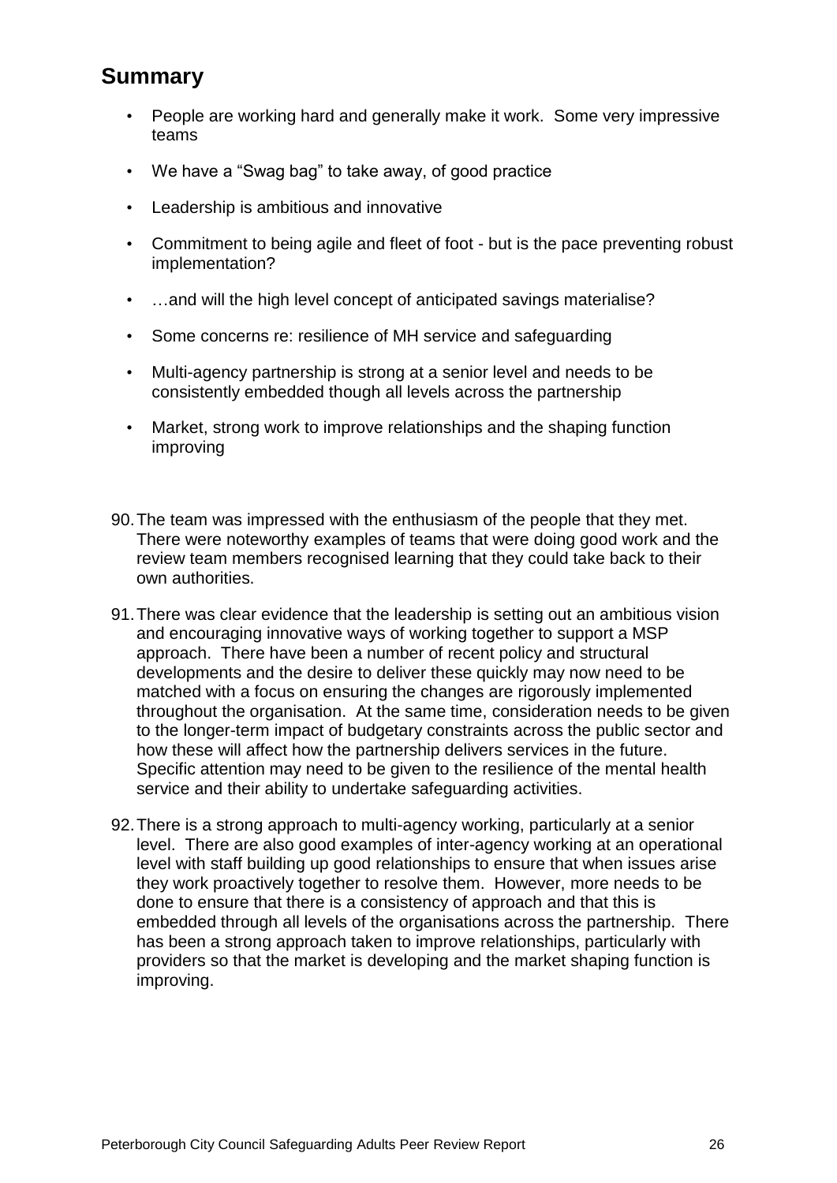## Summary

- People are working hard and generally make it work. Some very impressive teams
- We have a "Swag bag" to take away, of good practice
- Leadership is ambitious and innovative
- Commitment to being agile and fleet of foot - but is the pace preventing robust implementation?
- …and will the high level concept of anticipated savings materialise?
- Some concerns re: resilience of MH service and safeguarding
- Multi-agency partnership is strong at a senior level and needs to be consistently embedded though all levels across the partnership
- Market, strong work to improve relationships and the shaping function improving

90. The team was impressed with the enthusiasm of the people that they met. There were noteworthy examples of teams that were doing good work and the review team members recognised learning that they could take back to their own authorities.

91. There was clear evidence that the leadership is setting out an ambitious vision and encouraging innovative ways of working together to support a MSP approach. There have been a number of recent policy and structural developments and the desire to deliver these quickly may now need to be matched with a focus on ensuring the changes are rigorously implemented throughout the organisation. At the same time, consideration needs to be given to the longer-term impact of budgetary constraints across the public sector and how these will affect how the partnership delivers services in the future. Specific attention may need to be given to the resilience of the mental health service and their ability to undertake safeguarding activities.

92. There is a strong approach to multi-agency working, particularly at a senior level. There are also good examples of inter-agency working at an operational level with staff building up good relationships to ensure that when issues arise they work proactively together to resolve them. However, more needs to be done to ensure that there is a consistency of approach and that this is embedded through all levels of the organisations across the partnership. There has been a strong approach taken to improve relationships, particularly with providers so that the market is developing and the market shaping function is improving.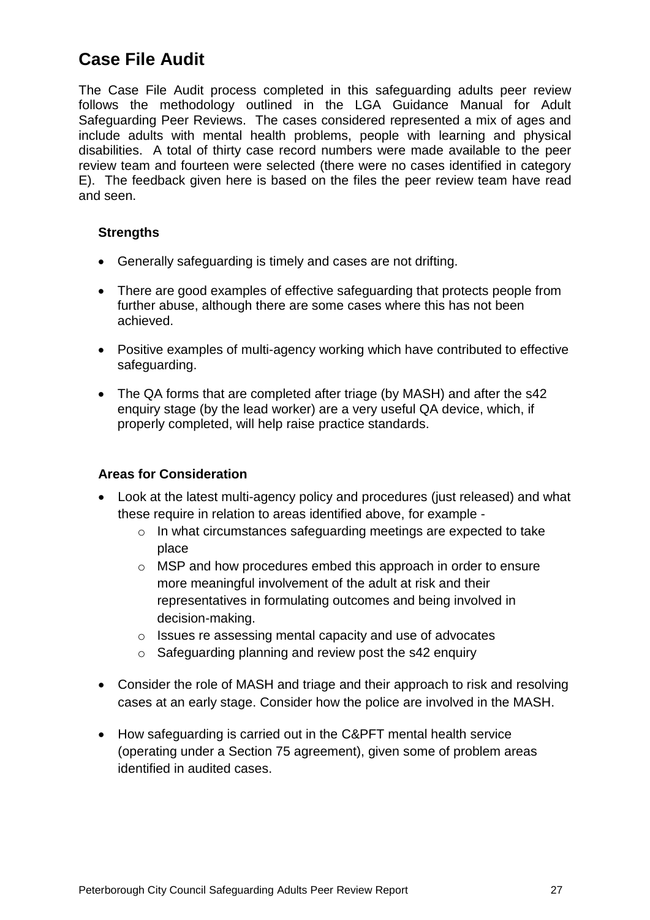## Case File Audit

The Case File Audit process completed in this safeguarding adults peer review follows the methodology outlined in the LGA Guidance Manual for Adult Safeguarding Peer Reviews. The cases considered represented a mix of ages and include adults with mental health problems, people with learning and physical disabilities. A total of thirty case record numbers were made available to the peer review team and fourteen were selected (there were no cases identified in category E). The feedback given here is based on the files the peer review team have read and seen.

### Strengths

- Generally safeguarding is timely and cases are not drifting.
- There are good examples of effective safeguarding that protects people from further abuse, although there are some cases where this has not been achieved.
- Positive examples of multi-agency working which have contributed to effective safeguarding.
- The QA forms that are completed after triage (by MASH) and after the s42 enquiry stage (by the lead worker) are a very useful QA device, which, if properly completed, will help raise practice standards.

### Areas for Consideration

- Look at the latest multi-agency policy and procedures (just released) and what these require in relation to areas identified above, for example -
  - In what circumstances safeguarding meetings are expected to take place
  - MSP and how procedures embed this approach in order to ensure more meaningful involvement of the adult at risk and their representatives in formulating outcomes and being involved in decision-making.
  - Issues re assessing mental capacity and use of advocates
  - Safeguarding planning and review post the s42 enquiry
- Consider the role of MASH and triage and their approach to risk and resolving cases at an early stage. Consider how the police are involved in the MASH.
- How safeguarding is carried out in the C&PFT mental health service (operating under a Section 75 agreement), given some of problem areas identified in audited cases.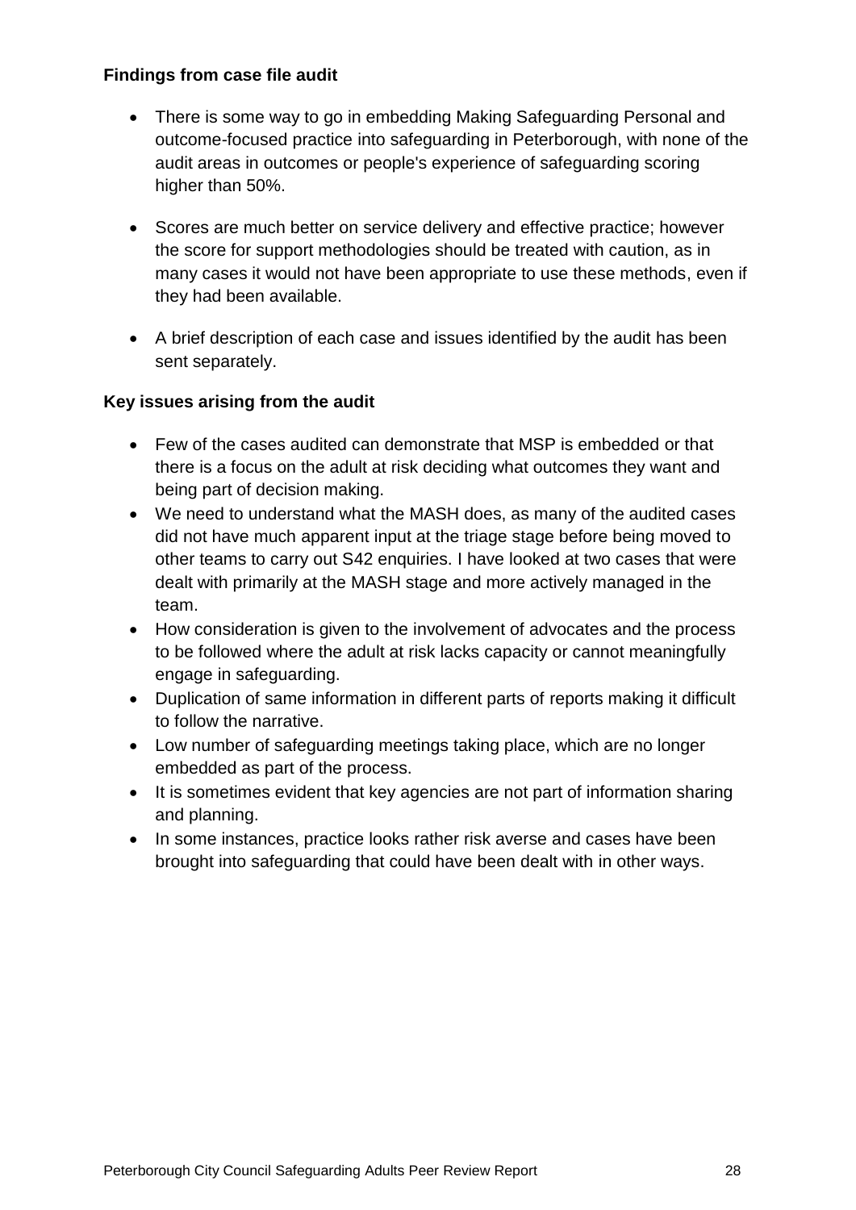**Findings from case file audit**

- There is some way to go in embedding Making Safeguarding Personal and outcome-focused practice into safeguarding in Peterborough, with none of the audit areas in outcomes or people's experience of safeguarding scoring higher than 50%.

- Scores are much better on service delivery and effective practice; however the score for support methodologies should be treated with caution, as in many cases it would not have been appropriate to use these methods, even if they had been available.

- A brief description of each case and issues identified by the audit has been sent separately.

**Key issues arising from the audit**

- Few of the cases audited can demonstrate that MSP is embedded or that there is a focus on the adult at risk deciding what outcomes they want and being part of decision making.
- We need to understand what the MASH does, as many of the audited cases did not have much apparent input at the triage stage before being moved to other teams to carry out S42 enquiries. I have looked at two cases that were dealt with primarily at the MASH stage and more actively managed in the team.
- How consideration is given to the involvement of advocates and the process to be followed where the adult at risk lacks capacity or cannot meaningfully engage in safeguarding.
- Duplication of same information in different parts of reports making it difficult to follow the narrative.
- Low number of safeguarding meetings taking place, which are no longer embedded as part of the process.
- It is sometimes evident that key agencies are not part of information sharing and planning.
- In some instances, practice looks rather risk averse and cases have been brought into safeguarding that could have been dealt with in other ways.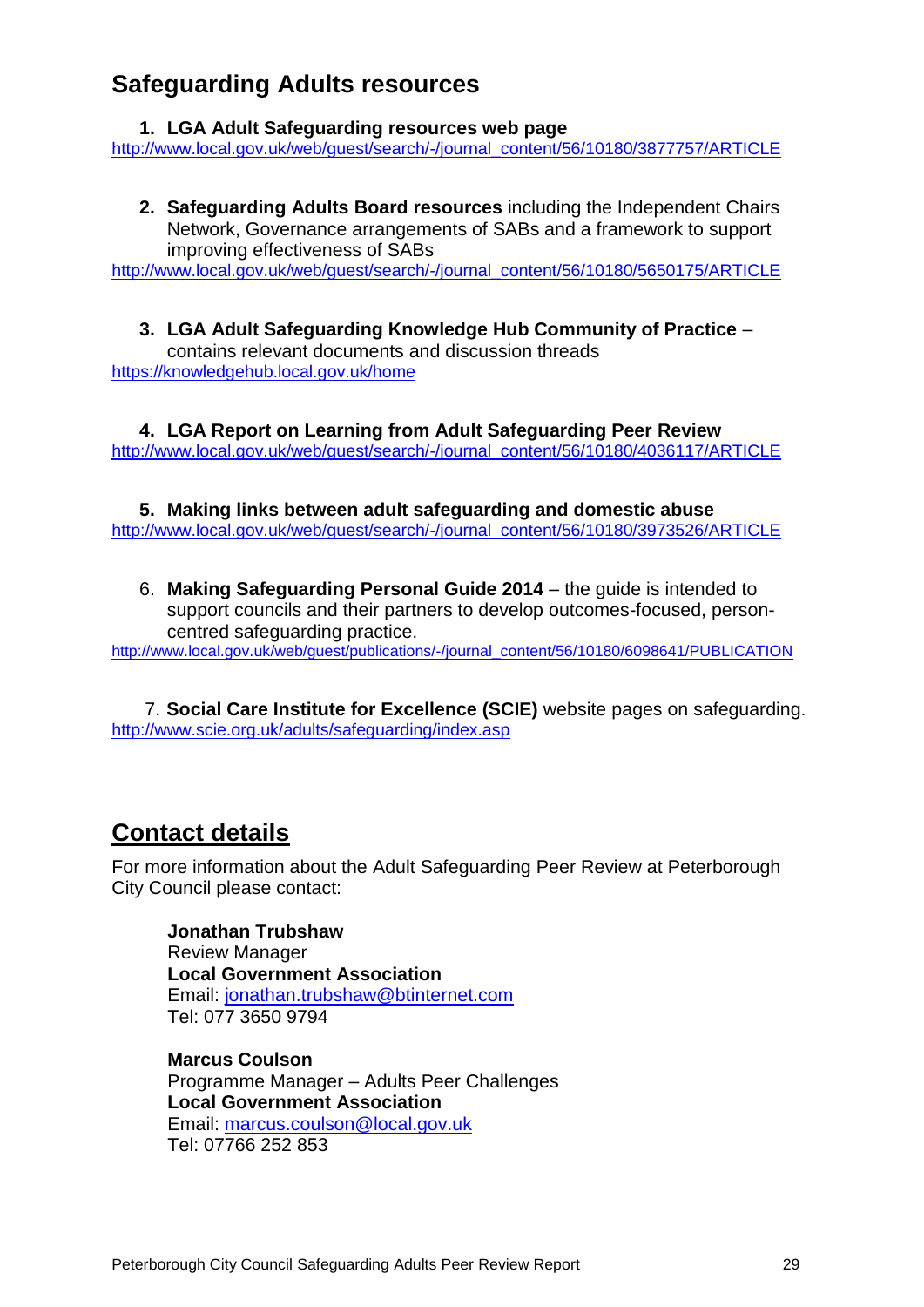## Safeguarding Adults resources

1. **LGA Adult Safeguarding resources web page**
http://www.local.gov.uk/web/guest/search/-/journal_content/56/10180/3877757/ARTICLE

2. **Safeguarding Adults Board resources** including the Independent Chairs Network, Governance arrangements of SABs and a framework to support improving effectiveness of SABs
http://www.local.gov.uk/web/guest/search/-/journal_content/56/10180/5650175/ARTICLE

3. **LGA Adult Safeguarding Knowledge Hub Community of Practice** – contains relevant documents and discussion threads
https://knowledgehub.local.gov.uk/home

4. **LGA Report on Learning from Adult Safeguarding Peer Review**
http://www.local.gov.uk/web/guest/search/-/journal_content/56/10180/4036117/ARTICLE

5. **Making links between adult safeguarding and domestic abuse**
http://www.local.gov.uk/web/guest/search/-/journal_content/56/10180/3973526/ARTICLE

6. **Making Safeguarding Personal Guide 2014** – the guide is intended to support councils and their partners to develop outcomes-focused, person-centred safeguarding practice.
http://www.local.gov.uk/web/guest/publications/-/journal_content/56/10180/6098641/PUBLICATION

7. **Social Care Institute for Excellence (SCIE)** website pages on safeguarding.
http://www.scie.org.uk/adults/safeguarding/index.asp

## Contact details

For more information about the Adult Safeguarding Peer Review at Peterborough City Council please contact:

**Jonathan Trubshaw**
Review Manager
**Local Government Association**
Email: jonathan.trubshaw@btinternet.com
Tel: 077 3650 9794

**Marcus Coulson**
Programme Manager – Adults Peer Challenges
**Local Government Association**
Email: marcus.coulson@local.gov.uk
Tel: 07766 252 853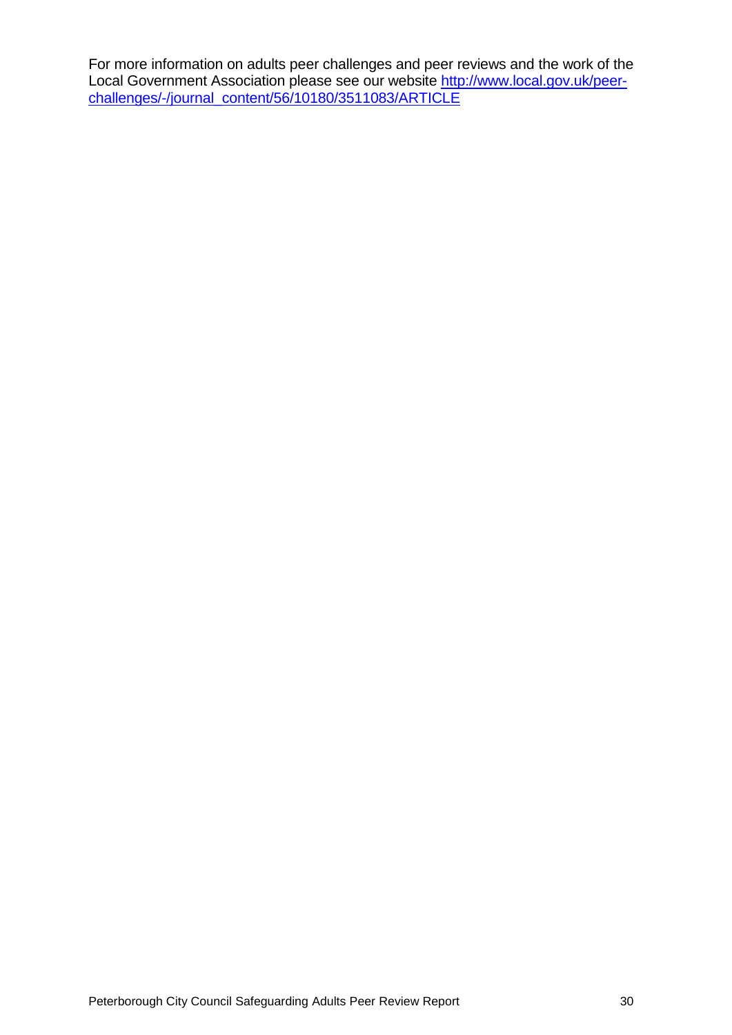For more information on adults peer challenges and peer reviews and the work of the Local Government Association please see our website [http://www.local.gov.uk/peer-challenges/-/journal_content/56/10180/3511083/ARTICLE](http://www.local.gov.uk/peer-challenges/-/journal_content/56/10180/3511083/ARTICLE)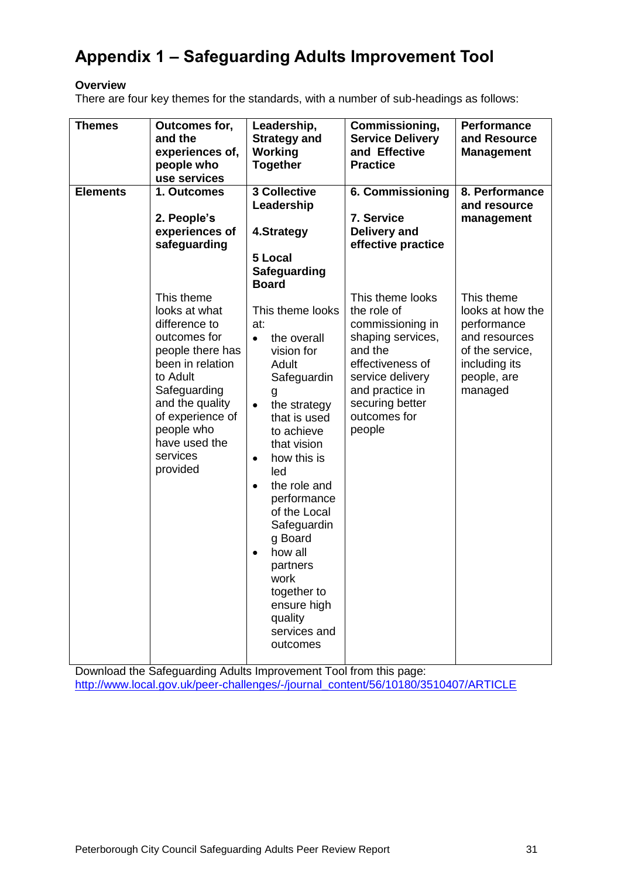# Appendix 1 – Safeguarding Adults Improvement Tool

**Overview**

There are four key themes for the standards, with a number of sub-headings as follows:

| **Themes** | **Outcomes for, and the experiences of, people who use services** | **Leadership, Strategy and Working Together** | **Commissioning, Service Delivery and Effective Practice** | **Performance and Resource Management** |
|---|---|---|---|---|
| **Elements** | **1. Outcomes**<br><br>**2. People's experiences of safeguarding** | **3 Collective Leadership**<br><br>**4.Strategy**<br><br>**5 Local Safeguarding Board** | **6. Commissioning**<br><br>**7. Service Delivery and effective practice** | **8. Performance and resource management** |
| | This theme looks at what difference to outcomes for people there has been in relation to Adult Safeguarding and the quality of experience of people who have used the services provided | This theme looks at:<br>• the overall vision for Adult Safeguarding<br>• the strategy that is used to achieve that vision<br>• how this is led<br>• the role and performance of the Local Safeguarding Board<br>• how all partners work together to ensure high quality services and outcomes | This theme looks the role of commissioning in shaping services, and the effectiveness of service delivery and practice in securing better outcomes for people | This theme looks at how the performance and resources of the service, including its people, are managed |

Download the Safeguarding Adults Improvement Tool from this page:
http://www.local.gov.uk/peer-challenges/-/journal_content/56/10180/3510407/ARTICLE